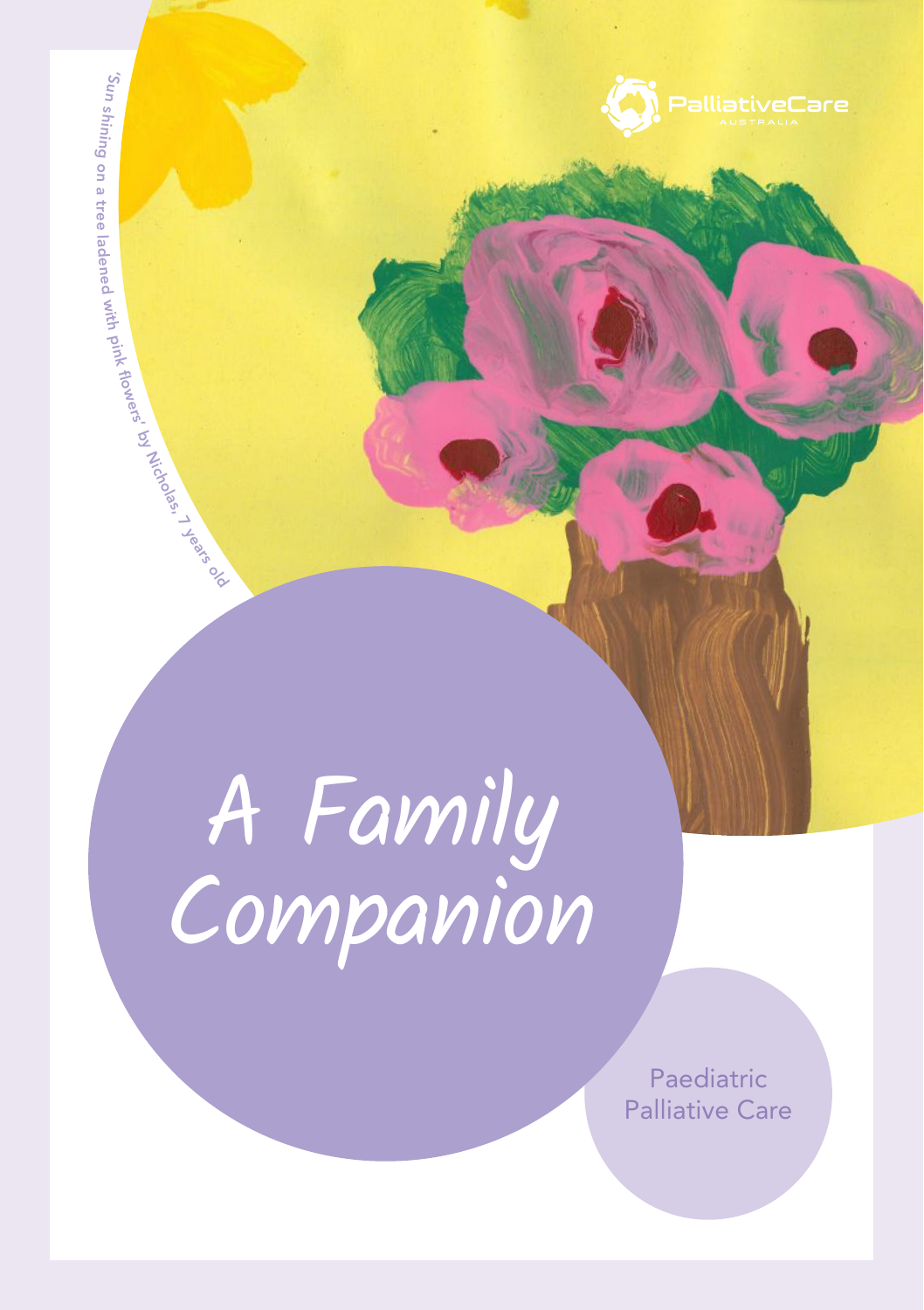'Sun shining on a tree ladened with pink flowers' by Nicholas, 7 years old

PalliativeCare AUSTRALIA

# A Family Companion

Paediatric Palliative Care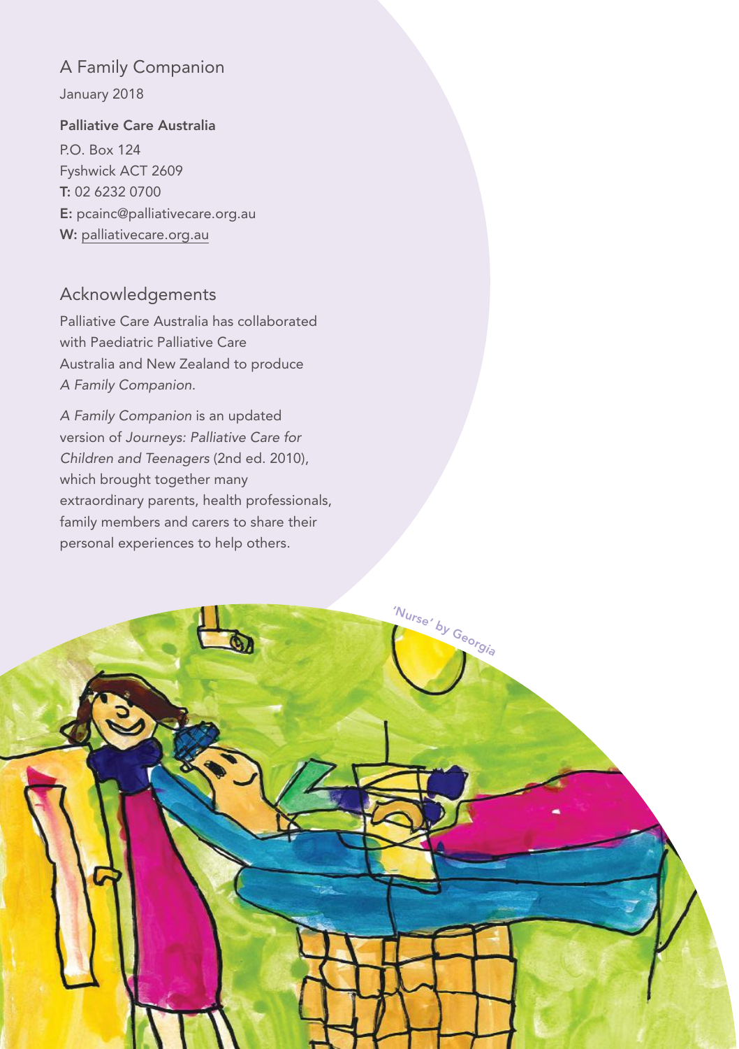## A Family Companion

January 2018

**Palliative Care Australia**

P.O. Box 124
Fyshwick ACT 2609
**T:** 02 6232 0700
**E:** pcainc@palliativecare.org.au
**W:** palliativecare.org.au

## Acknowledgements

Palliative Care Australia has collaborated with Paediatric Palliative Care Australia and New Zealand to produce *A Family Companion*.

*A Family Companion* is an updated version of *Journeys: Palliative Care for Children and Teenagers* (2nd ed. 2010), which brought together many extraordinary parents, health professionals, family members and carers to share their personal experiences to help others.

'Nurse' by Georgia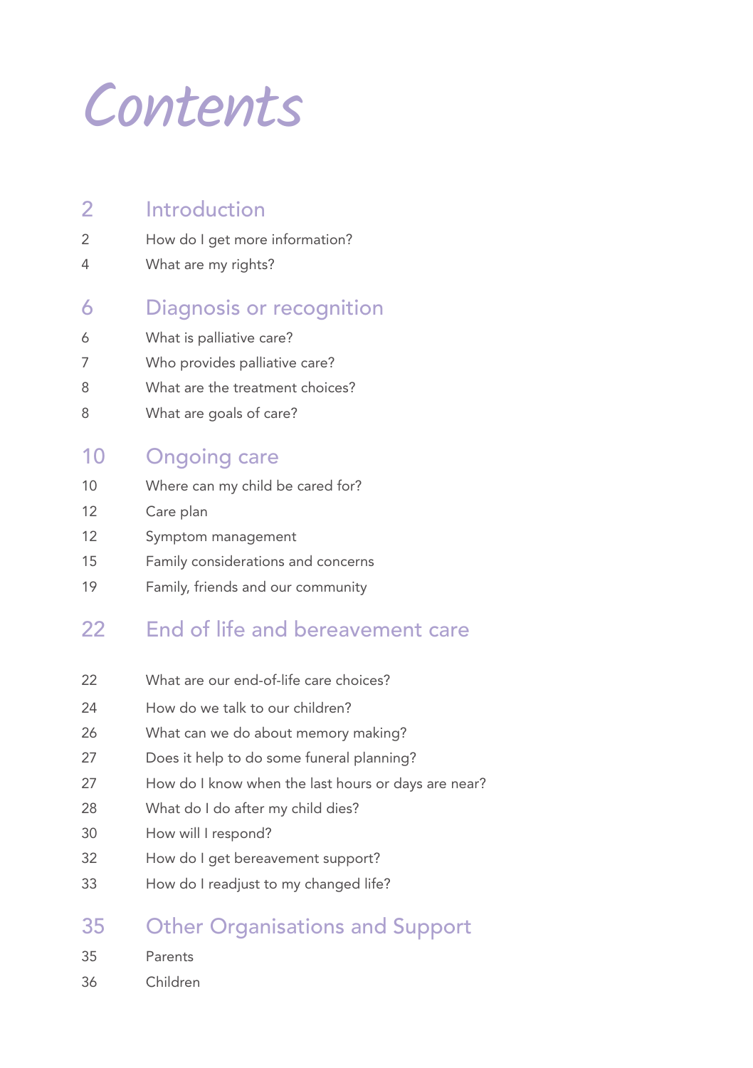# Contents

| | |
|---|---|
| **2** | **Introduction** |
| 2 | How do I get more information? |
| 4 | What are my rights? |
| **6** | **Diagnosis or recognition** |
| 6 | What is palliative care? |
| 7 | Who provides palliative care? |
| 8 | What are the treatment choices? |
| 8 | What are goals of care? |
| **10** | **Ongoing care** |
| 10 | Where can my child be cared for? |
| 12 | Care plan |
| 12 | Symptom management |
| 15 | Family considerations and concerns |
| 19 | Family, friends and our community |
| **22** | **End of life and bereavement care** |
| 22 | What are our end-of-life care choices? |
| 24 | How do we talk to our children? |
| 26 | What can we do about memory making? |
| 27 | Does it help to do some funeral planning? |
| 27 | How do I know when the last hours or days are near? |
| 28 | What do I do after my child dies? |
| 30 | How will I respond? |
| 32 | How do I get bereavement support? |
| 33 | How do I readjust to my changed life? |
| **35** | **Other Organisations and Support** |
| 35 | Parents |
| 36 | Children |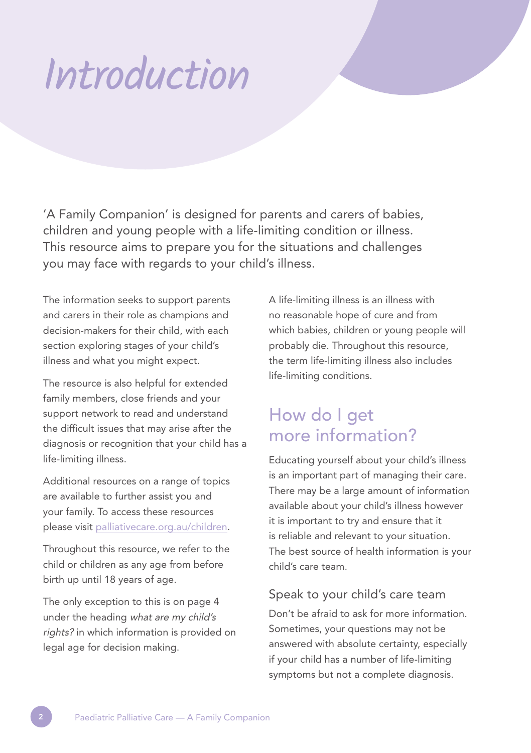# Introduction

'A Family Companion' is designed for parents and carers of babies, children and young people with a life-limiting condition or illness. This resource aims to prepare you for the situations and challenges you may face with regards to your child's illness.

The information seeks to support parents and carers in their role as champions and decision-makers for their child, with each section exploring stages of your child's illness and what you might expect.

The resource is also helpful for extended family members, close friends and your support network to read and understand the difficult issues that may arise after the diagnosis or recognition that your child has a life-limiting illness.

Additional resources on a range of topics are available to further assist you and your family. To access these resources please visit palliativecare.org.au/children.

Throughout this resource, we refer to the child or children as any age from before birth up until 18 years of age.

The only exception to this is on page 4 under the heading *what are my child's rights?* in which information is provided on legal age for decision making.

A life-limiting illness is an illness with no reasonable hope of cure and from which babies, children or young people will probably die. Throughout this resource, the term life-limiting illness also includes life-limiting conditions.

## How do I get more information?

Educating yourself about your child's illness is an important part of managing their care. There may be a large amount of information available about your child's illness however it is important to try and ensure that it is reliable and relevant to your situation. The best source of health information is your child's care team.

### Speak to your child's care team

Don't be afraid to ask for more information. Sometimes, your questions may not be answered with absolute certainty, especially if your child has a number of life-limiting symptoms but not a complete diagnosis.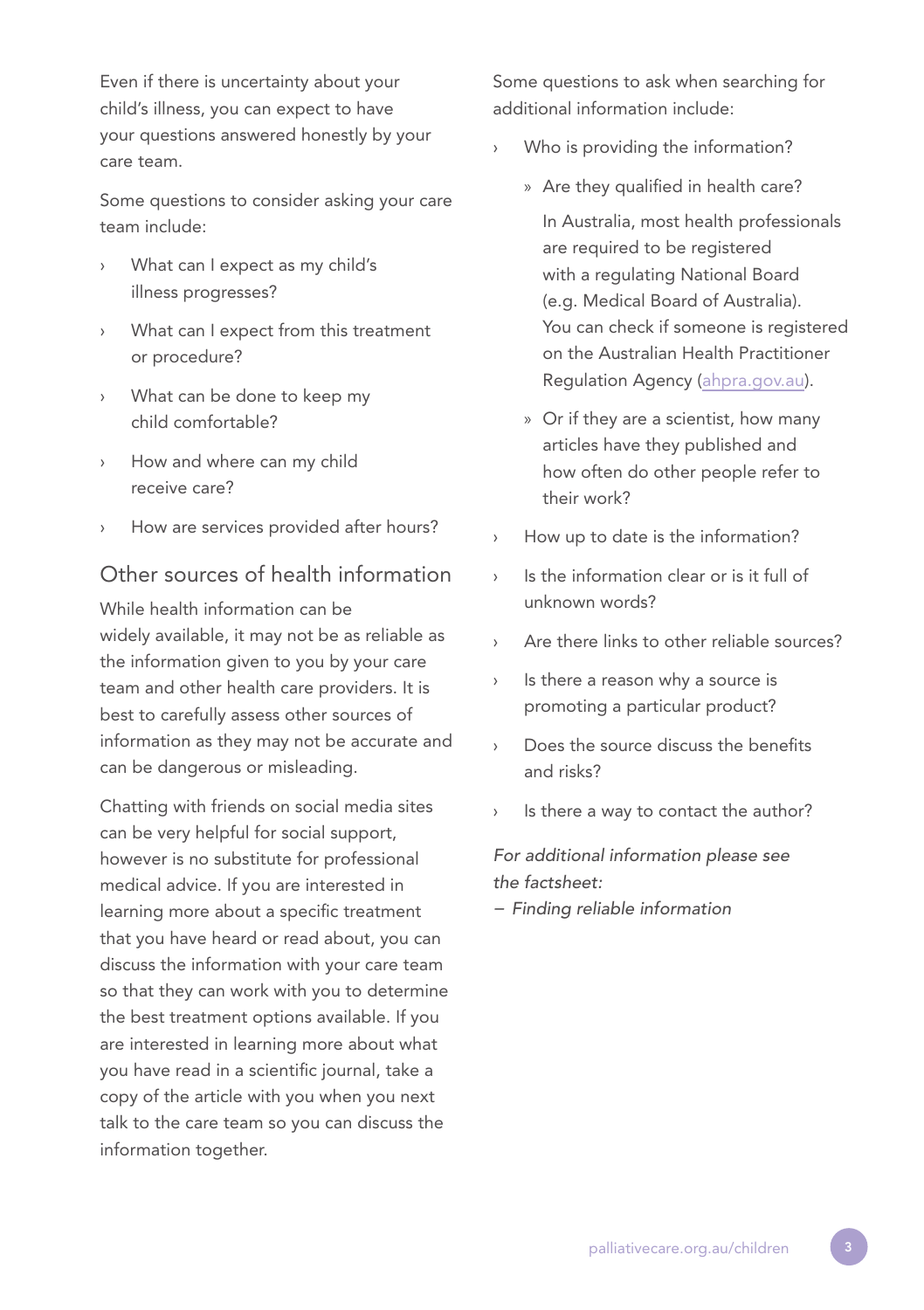Even if there is uncertainty about your child's illness, you can expect to have your questions answered honestly by your care team.

Some questions to consider asking your care team include:

- What can I expect as my child's illness progresses?
- What can I expect from this treatment or procedure?
- What can be done to keep my child comfortable?
- How and where can my child receive care?
- How are services provided after hours?

## Other sources of health information

While health information can be widely available, it may not be as reliable as the information given to you by your care team and other health care providers. It is best to carefully assess other sources of information as they may not be accurate and can be dangerous or misleading.

Chatting with friends on social media sites can be very helpful for social support, however is no substitute for professional medical advice. If you are interested in learning more about a specific treatment that you have heard or read about, you can discuss the information with your care team so that they can work with you to determine the best treatment options available. If you are interested in learning more about what you have read in a scientific journal, take a copy of the article with you when you next talk to the care team so you can discuss the information together.

Some questions to ask when searching for additional information include:

- Who is providing the information?
  - Are they qualified in health care?

    In Australia, most health professionals are required to be registered with a regulating National Board (e.g. Medical Board of Australia). You can check if someone is registered on the Australian Health Practitioner Regulation Agency (ahpra.gov.au).
  - Or if they are a scientist, how many articles have they published and how often do other people refer to their work?
- How up to date is the information?
- Is the information clear or is it full of unknown words?
- Are there links to other reliable sources?
- Is there a reason why a source is promoting a particular product?
- Does the source discuss the benefits and risks?
- Is there a way to contact the author?

*For additional information please see the factsheet:*
*– Finding reliable information*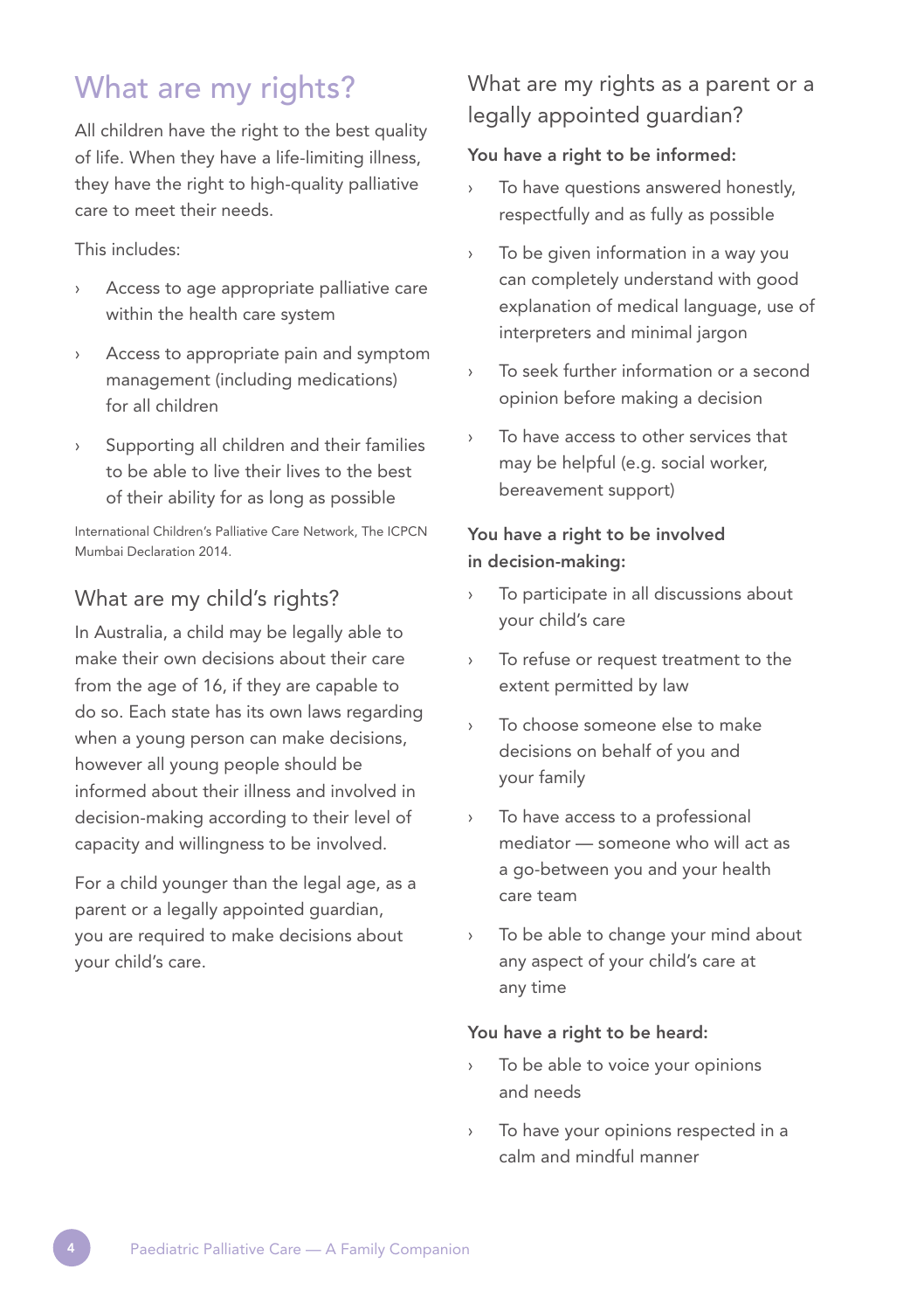## What are my rights?

All children have the right to the best quality of life. When they have a life-limiting illness, they have the right to high-quality palliative care to meet their needs.

This includes:

- Access to age appropriate palliative care within the health care system
- Access to appropriate pain and symptom management (including medications) for all children
- Supporting all children and their families to be able to live their lives to the best of their ability for as long as possible

International Children's Palliative Care Network, The ICPCN Mumbai Declaration 2014.

### What are my child's rights?

In Australia, a child may be legally able to make their own decisions about their care from the age of 16, if they are capable to do so. Each state has its own laws regarding when a young person can make decisions, however all young people should be informed about their illness and involved in decision-making according to their level of capacity and willingness to be involved.

For a child younger than the legal age, as a parent or a legally appointed guardian, you are required to make decisions about your child's care.

### What are my rights as a parent or a legally appointed guardian?

**You have a right to be informed:**

- To have questions answered honestly, respectfully and as fully as possible
- To be given information in a way you can completely understand with good explanation of medical language, use of interpreters and minimal jargon
- To seek further information or a second opinion before making a decision
- To have access to other services that may be helpful (e.g. social worker, bereavement support)

**You have a right to be involved in decision-making:**

- To participate in all discussions about your child's care
- To refuse or request treatment to the extent permitted by law
- To choose someone else to make decisions on behalf of you and your family
- To have access to a professional mediator — someone who will act as a go-between you and your health care team
- To be able to change your mind about any aspect of your child's care at any time

**You have a right to be heard:**

- To be able to voice your opinions and needs
- To have your opinions respected in a calm and mindful manner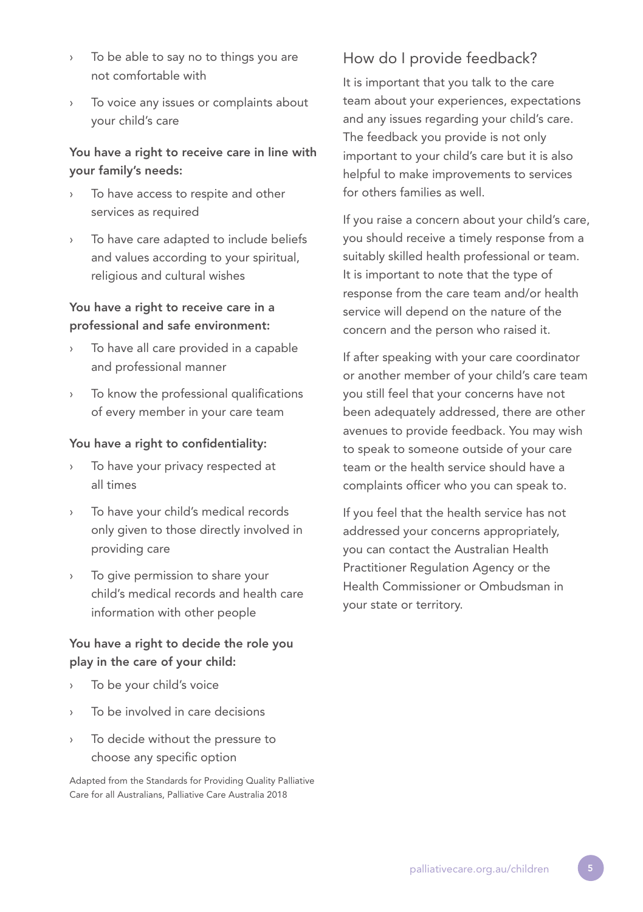- To be able to say no to things you are not comfortable with
- To voice any issues or complaints about your child's care

**You have a right to receive care in line with your family's needs:**

- To have access to respite and other services as required
- To have care adapted to include beliefs and values according to your spiritual, religious and cultural wishes

**You have a right to receive care in a professional and safe environment:**

- To have all care provided in a capable and professional manner
- To know the professional qualifications of every member in your care team

**You have a right to confidentiality:**

- To have your privacy respected at all times
- To have your child's medical records only given to those directly involved in providing care
- To give permission to share your child's medical records and health care information with other people

**You have a right to decide the role you play in the care of your child:**

- To be your child's voice
- To be involved in care decisions
- To decide without the pressure to choose any specific option

Adapted from the Standards for Providing Quality Palliative Care for all Australians, Palliative Care Australia 2018

## How do I provide feedback?

It is important that you talk to the care team about your experiences, expectations and any issues regarding your child's care. The feedback you provide is not only important to your child's care but it is also helpful to make improvements to services for others families as well.

If you raise a concern about your child's care, you should receive a timely response from a suitably skilled health professional or team. It is important to note that the type of response from the care team and/or health service will depend on the nature of the concern and the person who raised it.

If after speaking with your care coordinator or another member of your child's care team you still feel that your concerns have not been adequately addressed, there are other avenues to provide feedback. You may wish to speak to someone outside of your care team or the health service should have a complaints officer who you can speak to.

If you feel that the health service has not addressed your concerns appropriately, you can contact the Australian Health Practitioner Regulation Agency or the Health Commissioner or Ombudsman in your state or territory.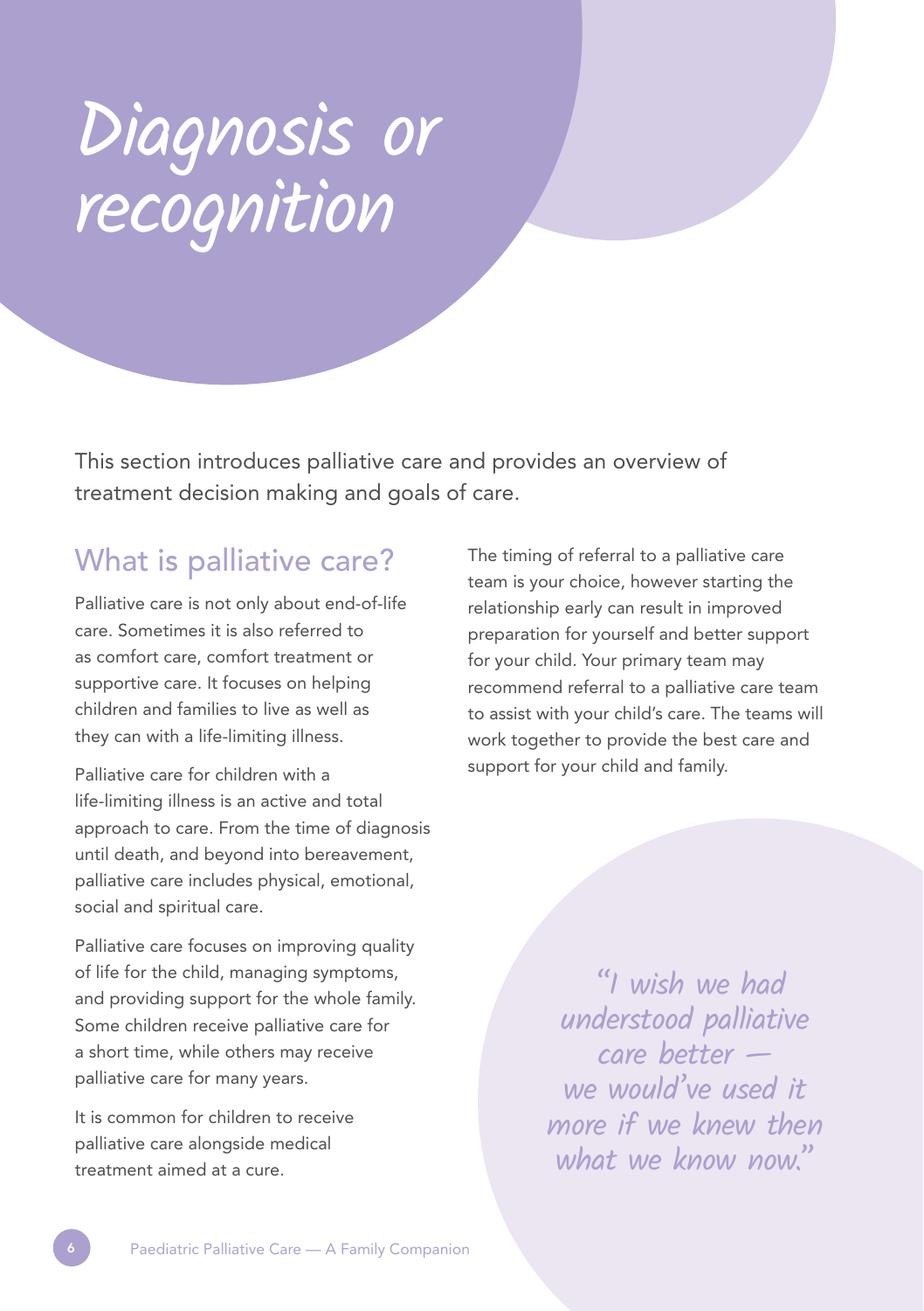# Diagnosis or recognition

This section introduces palliative care and provides an overview of treatment decision making and goals of care.

## What is palliative care?

Palliative care is not only about end-of-life care. Sometimes it is also referred to as comfort care, comfort treatment or supportive care. It focuses on helping children and families to live as well as they can with a life-limiting illness.

Palliative care for children with a life-limiting illness is an active and total approach to care. From the time of diagnosis until death, and beyond into bereavement, palliative care includes physical, emotional, social and spiritual care.

Palliative care focuses on improving quality of life for the child, managing symptoms, and providing support for the whole family. Some children receive palliative care for a short time, while others may receive palliative care for many years.

It is common for children to receive palliative care alongside medical treatment aimed at a cure.

The timing of referral to a palliative care team is your choice, however starting the relationship early can result in improved preparation for yourself and better support for your child. Your primary team may recommend referral to a palliative care team to assist with your child's care. The teams will work together to provide the best care and support for your child and family.

> *"I wish we had understood palliative care better — we would've used it more if we knew then what we know now."*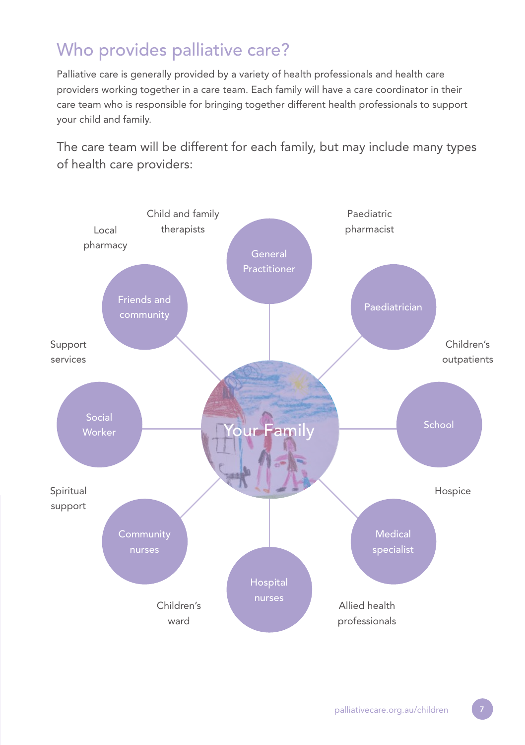## Who provides palliative care?

Palliative care is generally provided by a variety of health professionals and health care providers working together in a care team. Each family will have a care coordinator in their care team who is responsible for bringing together different health professionals to support your child and family.

The care team will be different for each family, but may include many types of health care providers:

- Your Family
- General Practitioner
- Paediatrician
- School
- Medical specialist
- Hospital nurses
- Community nurses
- Social Worker
- Friends and community
- Child and family therapists
- Paediatric pharmacist
- Children's outpatients
- Hospice
- Allied health professionals
- Children's ward
- Spiritual support
- Support services
- Local pharmacy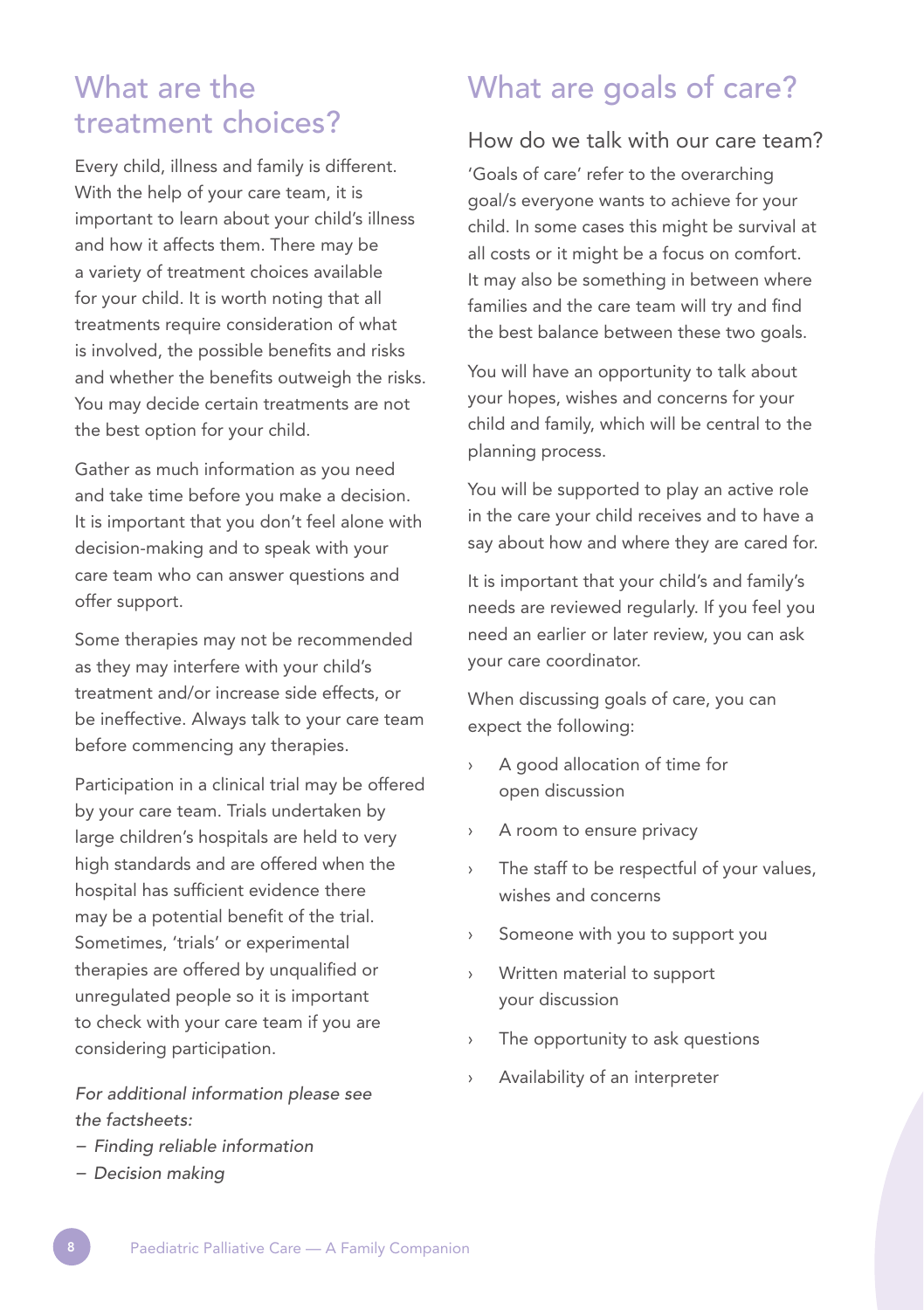## What are the treatment choices?

Every child, illness and family is different. With the help of your care team, it is important to learn about your child's illness and how it affects them. There may be a variety of treatment choices available for your child. It is worth noting that all treatments require consideration of what is involved, the possible benefits and risks and whether the benefits outweigh the risks. You may decide certain treatments are not the best option for your child.

Gather as much information as you need and take time before you make a decision. It is important that you don't feel alone with decision-making and to speak with your care team who can answer questions and offer support.

Some therapies may not be recommended as they may interfere with your child's treatment and/or increase side effects, or be ineffective. Always talk to your care team before commencing any therapies.

Participation in a clinical trial may be offered by your care team. Trials undertaken by large children's hospitals are held to very high standards and are offered when the hospital has sufficient evidence there may be a potential benefit of the trial. Sometimes, 'trials' or experimental therapies are offered by unqualified or unregulated people so it is important to check with your care team if you are considering participation.

*For additional information please see the factsheets:*

- *Finding reliable information*
- *Decision making*

## What are goals of care?

### How do we talk with our care team?

'Goals of care' refer to the overarching goal/s everyone wants to achieve for your child. In some cases this might be survival at all costs or it might be a focus on comfort. It may also be something in between where families and the care team will try and find the best balance between these two goals.

You will have an opportunity to talk about your hopes, wishes and concerns for your child and family, which will be central to the planning process.

You will be supported to play an active role in the care your child receives and to have a say about how and where they are cared for.

It is important that your child's and family's needs are reviewed regularly. If you feel you need an earlier or later review, you can ask your care coordinator.

When discussing goals of care, you can expect the following:

- A good allocation of time for open discussion
- A room to ensure privacy
- The staff to be respectful of your values, wishes and concerns
- Someone with you to support you
- Written material to support your discussion
- The opportunity to ask questions
- Availability of an interpreter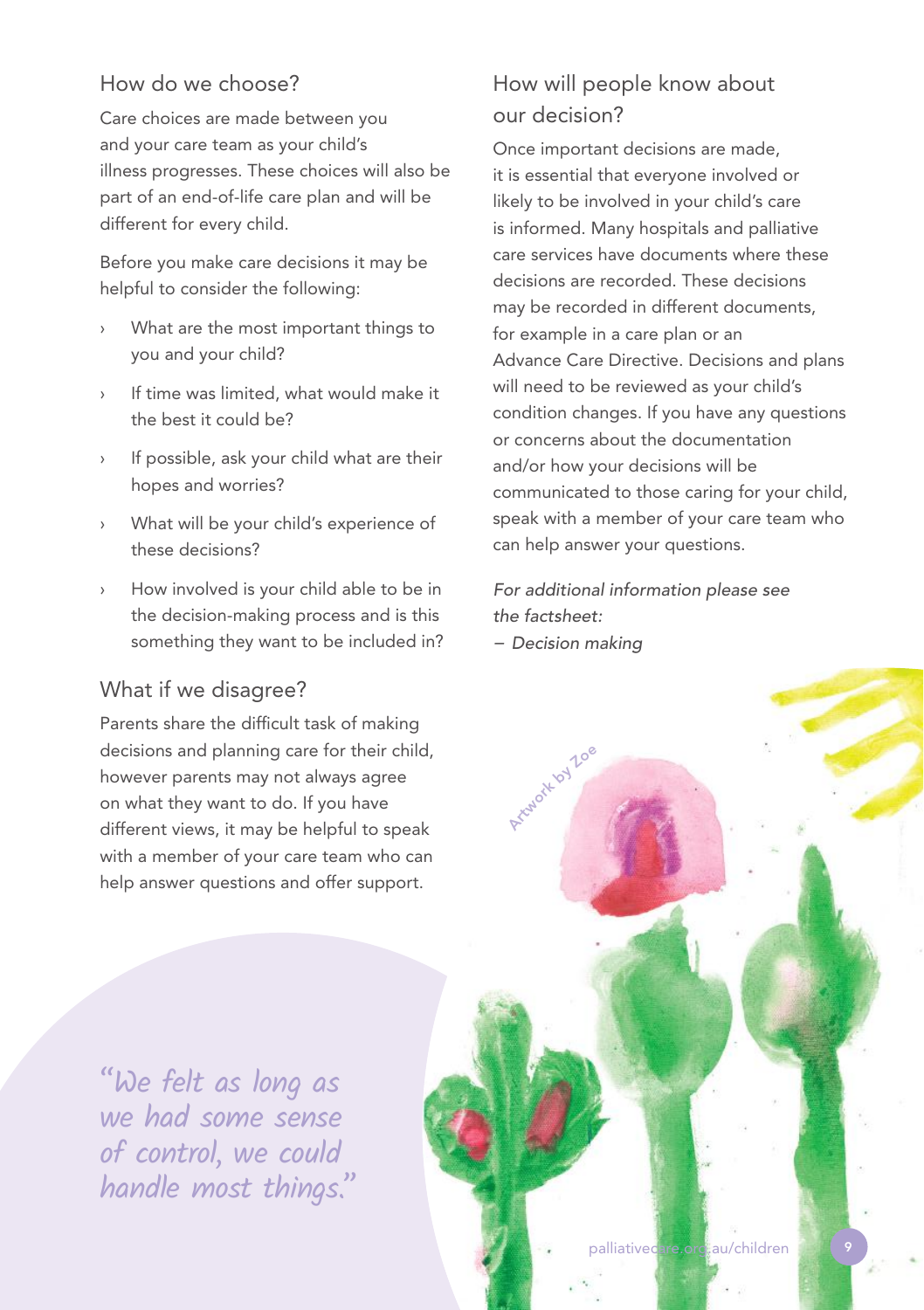## How do we choose?

Care choices are made between you and your care team as your child's illness progresses. These choices will also be part of an end-of-life care plan and will be different for every child.

Before you make care decisions it may be helpful to consider the following:

- What are the most important things to you and your child?
- If time was limited, what would make it the best it could be?
- If possible, ask your child what are their hopes and worries?
- What will be your child's experience of these decisions?
- How involved is your child able to be in the decision-making process and is this something they want to be included in?

## What if we disagree?

Parents share the difficult task of making decisions and planning care for their child, however parents may not always agree on what they want to do. If you have different views, it may be helpful to speak with a member of your care team who can help answer questions and offer support.

*"We felt as long as we had some sense of control, we could handle most things."*

## How will people know about our decision?

Once important decisions are made, it is essential that everyone involved or likely to be involved in your child's care is informed. Many hospitals and palliative care services have documents where these decisions are recorded. These decisions may be recorded in different documents, for example in a care plan or an Advance Care Directive. Decisions and plans will need to be reviewed as your child's condition changes. If you have any questions or concerns about the documentation and/or how your decisions will be communicated to those caring for your child, speak with a member of your care team who can help answer your questions.

*For additional information please see the factsheet:*

*– Decision making*

Artwork by Zoe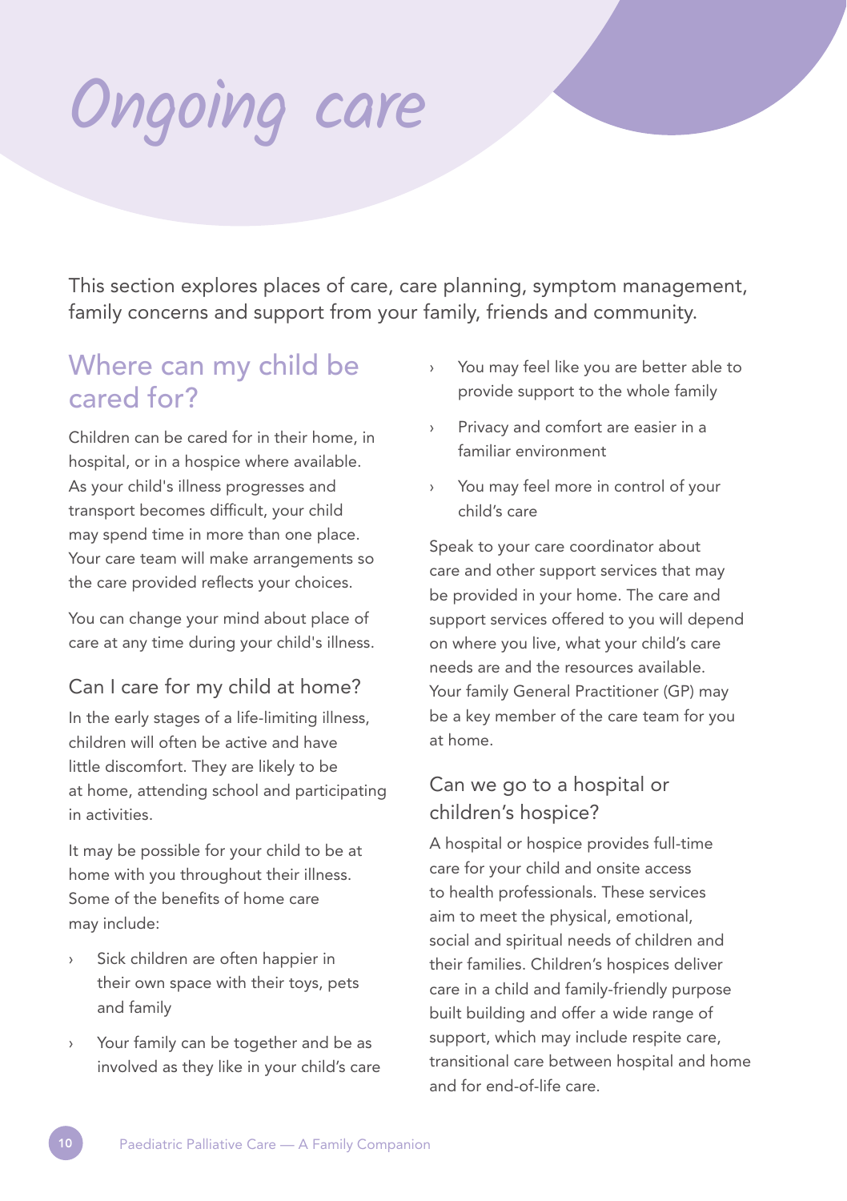# Ongoing care

This section explores places of care, care planning, symptom management, family concerns and support from your family, friends and community.

## Where can my child be cared for?

Children can be cared for in their home, in hospital, or in a hospice where available. As your child's illness progresses and transport becomes difficult, your child may spend time in more than one place. Your care team will make arrangements so the care provided reflects your choices.

You can change your mind about place of care at any time during your child's illness.

### Can I care for my child at home?

In the early stages of a life-limiting illness, children will often be active and have little discomfort. They are likely to be at home, attending school and participating in activities.

It may be possible for your child to be at home with you throughout their illness. Some of the benefits of home care may include:

- Sick children are often happier in their own space with their toys, pets and family
- Your family can be together and be as involved as they like in your child's care
- You may feel like you are better able to provide support to the whole family
- Privacy and comfort are easier in a familiar environment
- You may feel more in control of your child's care

Speak to your care coordinator about care and other support services that may be provided in your home. The care and support services offered to you will depend on where you live, what your child's care needs are and the resources available. Your family General Practitioner (GP) may be a key member of the care team for you at home.

### Can we go to a hospital or children's hospice?

A hospital or hospice provides full-time care for your child and onsite access to health professionals. These services aim to meet the physical, emotional, social and spiritual needs of children and their families. Children's hospices deliver care in a child and family-friendly purpose built building and offer a wide range of support, which may include respite care, transitional care between hospital and home and for end-of-life care.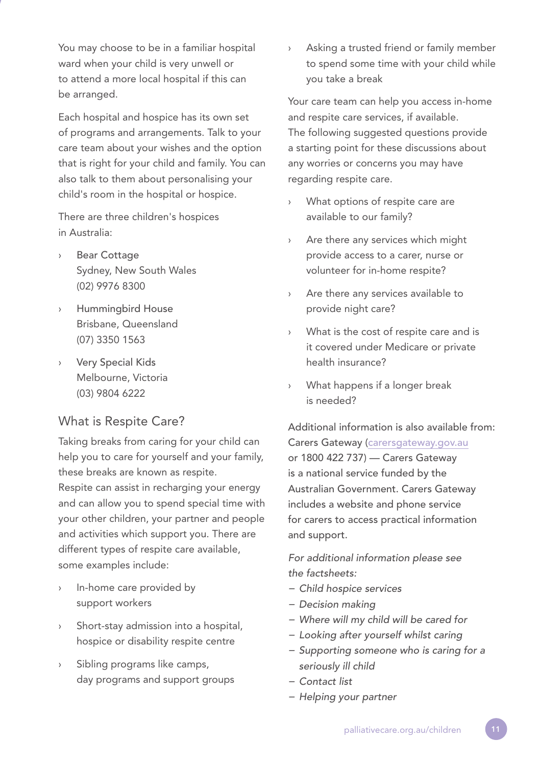You may choose to be in a familiar hospital ward when your child is very unwell or to attend a more local hospital if this can be arranged.

Each hospital and hospice has its own set of programs and arrangements. Talk to your care team about your wishes and the option that is right for your child and family. You can also talk to them about personalising your child's room in the hospital or hospice.

There are three children's hospices in Australia:

- Bear Cottage
  Sydney, New South Wales
  (02) 9976 8300
- Hummingbird House
  Brisbane, Queensland
  (07) 3350 1563
- Very Special Kids
  Melbourne, Victoria
  (03) 9804 6222

## What is Respite Care?

Taking breaks from caring for your child can help you to care for yourself and your family, these breaks are known as respite.
Respite can assist in recharging your energy and can allow you to spend special time with your other children, your partner and people and activities which support you. There are different types of respite care available, some examples include:

- In-home care provided by support workers
- Short-stay admission into a hospital, hospice or disability respite centre
- Sibling programs like camps, day programs and support groups
- Asking a trusted friend or family member to spend some time with your child while you take a break

Your care team can help you access in-home and respite care services, if available.
The following suggested questions provide a starting point for these discussions about any worries or concerns you may have regarding respite care.

- What options of respite care are available to our family?
- Are there any services which might provide access to a carer, nurse or volunteer for in-home respite?
- Are there any services available to provide night care?
- What is the cost of respite care and is it covered under Medicare or private health insurance?
- What happens if a longer break is needed?

Additional information is also available from: Carers Gateway (carersgateway.gov.au or 1800 422 737) — Carers Gateway is a national service funded by the Australian Government. Carers Gateway includes a website and phone service for carers to access practical information and support.

*For additional information please see the factsheets:*

- *Child hospice services*
- *Decision making*
- *Where will my child will be cared for*
- *Looking after yourself whilst caring*
- *Supporting someone who is caring for a seriously ill child*
- *Contact list*
- *Helping your partner*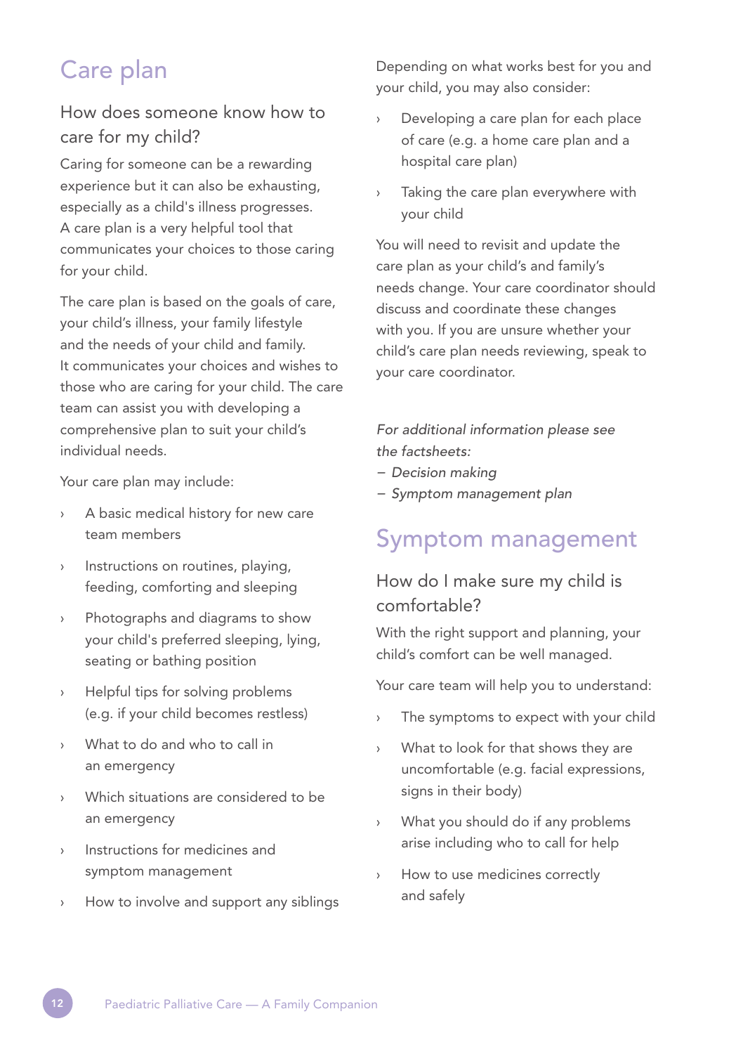# Care plan

## How does someone know how to care for my child?

Caring for someone can be a rewarding experience but it can also be exhausting, especially as a child's illness progresses. A care plan is a very helpful tool that communicates your choices to those caring for your child.

The care plan is based on the goals of care, your child's illness, your family lifestyle and the needs of your child and family. It communicates your choices and wishes to those who are caring for your child. The care team can assist you with developing a comprehensive plan to suit your child's individual needs.

Your care plan may include:

- A basic medical history for new care team members
- Instructions on routines, playing, feeding, comforting and sleeping
- Photographs and diagrams to show your child's preferred sleeping, lying, seating or bathing position
- Helpful tips for solving problems (e.g. if your child becomes restless)
- What to do and who to call in an emergency
- Which situations are considered to be an emergency
- Instructions for medicines and symptom management
- How to involve and support any siblings

Depending on what works best for you and your child, you may also consider:

- Developing a care plan for each place of care (e.g. a home care plan and a hospital care plan)
- Taking the care plan everywhere with your child

You will need to revisit and update the care plan as your child's and family's needs change. Your care coordinator should discuss and coordinate these changes with you. If you are unsure whether your child's care plan needs reviewing, speak to your care coordinator.

*For additional information please see the factsheets:*
*– Decision making*
*– Symptom management plan*

# Symptom management

## How do I make sure my child is comfortable?

With the right support and planning, your child's comfort can be well managed.

Your care team will help you to understand:

- The symptoms to expect with your child
- What to look for that shows they are uncomfortable (e.g. facial expressions, signs in their body)
- What you should do if any problems arise including who to call for help
- How to use medicines correctly and safely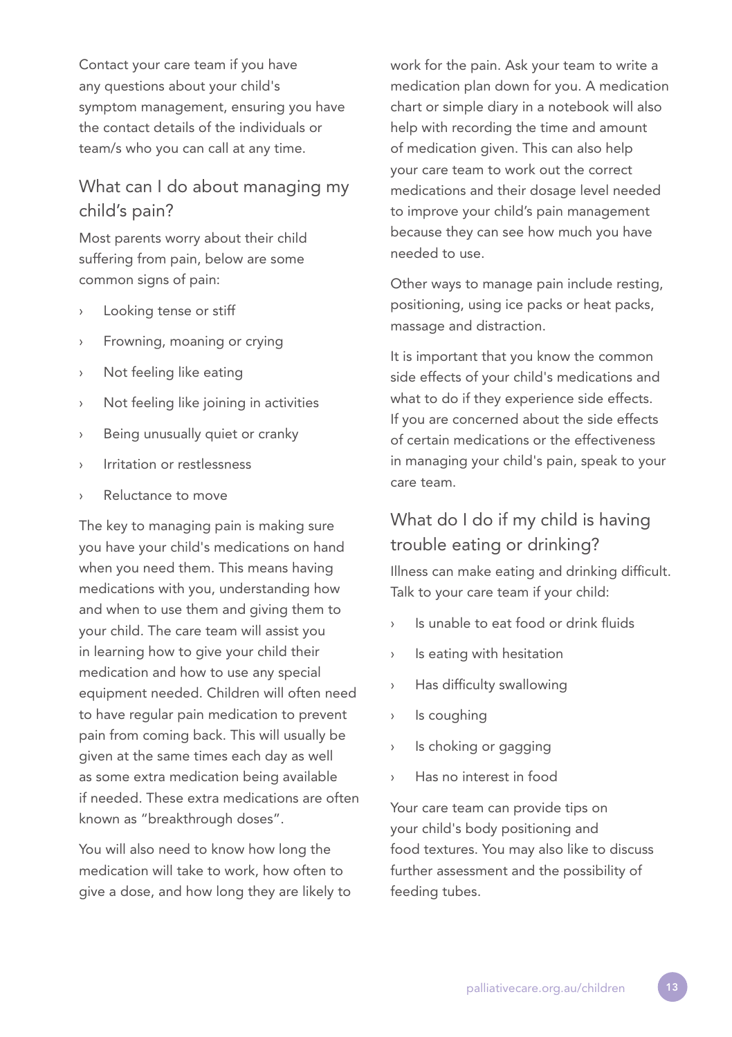Contact your care team if you have any questions about your child's symptom management, ensuring you have the contact details of the individuals or team/s who you can call at any time.

## What can I do about managing my child's pain?

Most parents worry about their child suffering from pain, below are some common signs of pain:

- Looking tense or stiff
- Frowning, moaning or crying
- Not feeling like eating
- Not feeling like joining in activities
- Being unusually quiet or cranky
- Irritation or restlessness
- Reluctance to move

The key to managing pain is making sure you have your child's medications on hand when you need them. This means having medications with you, understanding how and when to use them and giving them to your child. The care team will assist you in learning how to give your child their medication and how to use any special equipment needed. Children will often need to have regular pain medication to prevent pain from coming back. This will usually be given at the same times each day as well as some extra medication being available if needed. These extra medications are often known as "breakthrough doses".

You will also need to know how long the medication will take to work, how often to give a dose, and how long they are likely to work for the pain. Ask your team to write a medication plan down for you. A medication chart or simple diary in a notebook will also help with recording the time and amount of medication given. This can also help your care team to work out the correct medications and their dosage level needed to improve your child's pain management because they can see how much you have needed to use.

Other ways to manage pain include resting, positioning, using ice packs or heat packs, massage and distraction.

It is important that you know the common side effects of your child's medications and what to do if they experience side effects. If you are concerned about the side effects of certain medications or the effectiveness in managing your child's pain, speak to your care team.

## What do I do if my child is having trouble eating or drinking?

Illness can make eating and drinking difficult. Talk to your care team if your child:

- Is unable to eat food or drink fluids
- Is eating with hesitation
- Has difficulty swallowing
- Is coughing
- Is choking or gagging
- Has no interest in food

Your care team can provide tips on your child's body positioning and food textures. You may also like to discuss further assessment and the possibility of feeding tubes.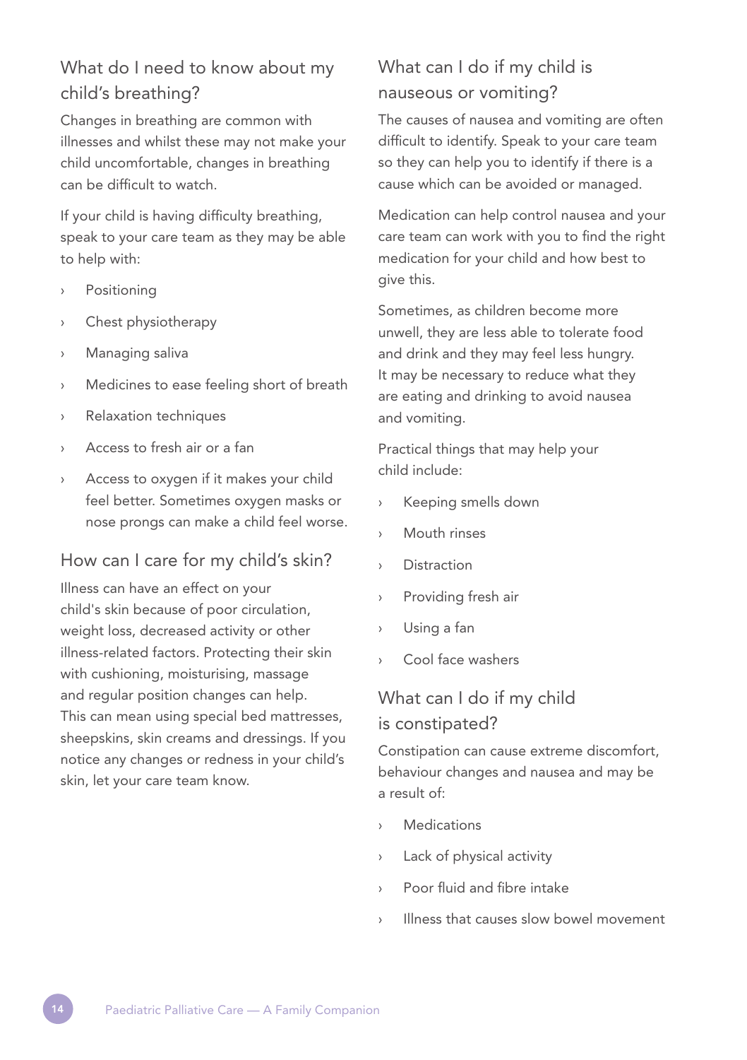## What do I need to know about my child's breathing?

Changes in breathing are common with illnesses and whilst these may not make your child uncomfortable, changes in breathing can be difficult to watch.

If your child is having difficulty breathing, speak to your care team as they may be able to help with:

- Positioning
- Chest physiotherapy
- Managing saliva
- Medicines to ease feeling short of breath
- Relaxation techniques
- Access to fresh air or a fan
- Access to oxygen if it makes your child feel better. Sometimes oxygen masks or nose prongs can make a child feel worse.

## How can I care for my child's skin?

Illness can have an effect on your child's skin because of poor circulation, weight loss, decreased activity or other illness-related factors. Protecting their skin with cushioning, moisturising, massage and regular position changes can help. This can mean using special bed mattresses, sheepskins, skin creams and dressings. If you notice any changes or redness in your child's skin, let your care team know.

## What can I do if my child is nauseous or vomiting?

The causes of nausea and vomiting are often difficult to identify. Speak to your care team so they can help you to identify if there is a cause which can be avoided or managed.

Medication can help control nausea and your care team can work with you to find the right medication for your child and how best to give this.

Sometimes, as children become more unwell, they are less able to tolerate food and drink and they may feel less hungry. It may be necessary to reduce what they are eating and drinking to avoid nausea and vomiting.

Practical things that may help your child include:

- Keeping smells down
- Mouth rinses
- Distraction
- Providing fresh air
- Using a fan
- Cool face washers

## What can I do if my child is constipated?

Constipation can cause extreme discomfort, behaviour changes and nausea and may be a result of:

- Medications
- Lack of physical activity
- Poor fluid and fibre intake
- Illness that causes slow bowel movement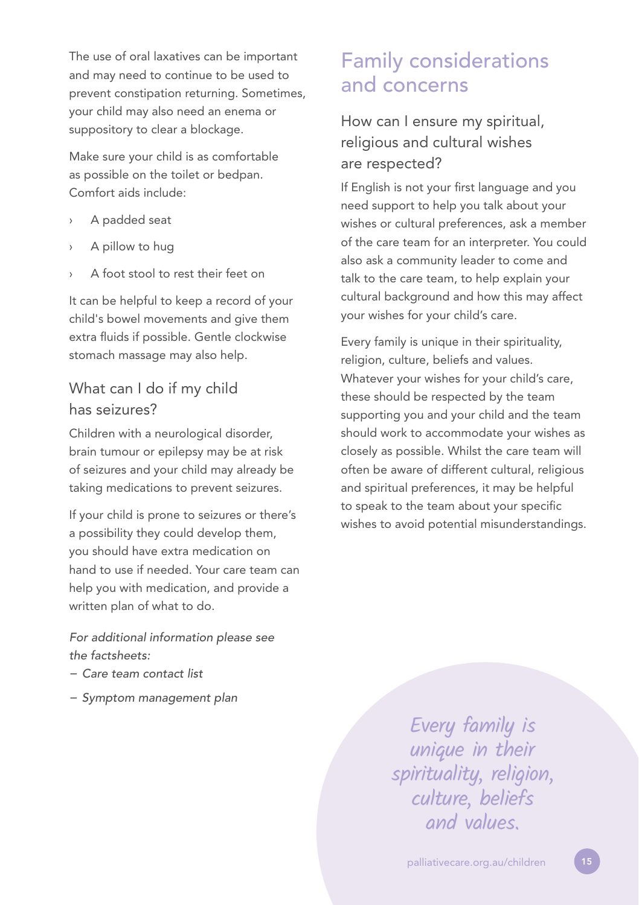The use of oral laxatives can be important and may need to continue to be used to prevent constipation returning. Sometimes, your child may also need an enema or suppository to clear a blockage.

Make sure your child is as comfortable as possible on the toilet or bedpan. Comfort aids include:

- A padded seat
- A pillow to hug
- A foot stool to rest their feet on

It can be helpful to keep a record of your child's bowel movements and give them extra fluids if possible. Gentle clockwise stomach massage may also help.

### What can I do if my child has seizures?

Children with a neurological disorder, brain tumour or epilepsy may be at risk of seizures and your child may already be taking medications to prevent seizures.

If your child is prone to seizures or there's a possibility they could develop them, you should have extra medication on hand to use if needed. Your care team can help you with medication, and provide a written plan of what to do.

*For additional information please see the factsheets:*

*– Care team contact list*

*– Symptom management plan*

## Family considerations and concerns

### How can I ensure my spiritual, religious and cultural wishes are respected?

If English is not your first language and you need support to help you talk about your wishes or cultural preferences, ask a member of the care team for an interpreter. You could also ask a community leader to come and talk to the care team, to help explain your cultural background and how this may affect your wishes for your child's care.

Every family is unique in their spirituality, religion, culture, beliefs and values. Whatever your wishes for your child's care, these should be respected by the team supporting you and your child and the team should work to accommodate your wishes as closely as possible. Whilst the care team will often be aware of different cultural, religious and spiritual preferences, it may be helpful to speak to the team about your specific wishes to avoid potential misunderstandings.

*Every family is unique in their spirituality, religion, culture, beliefs and values.*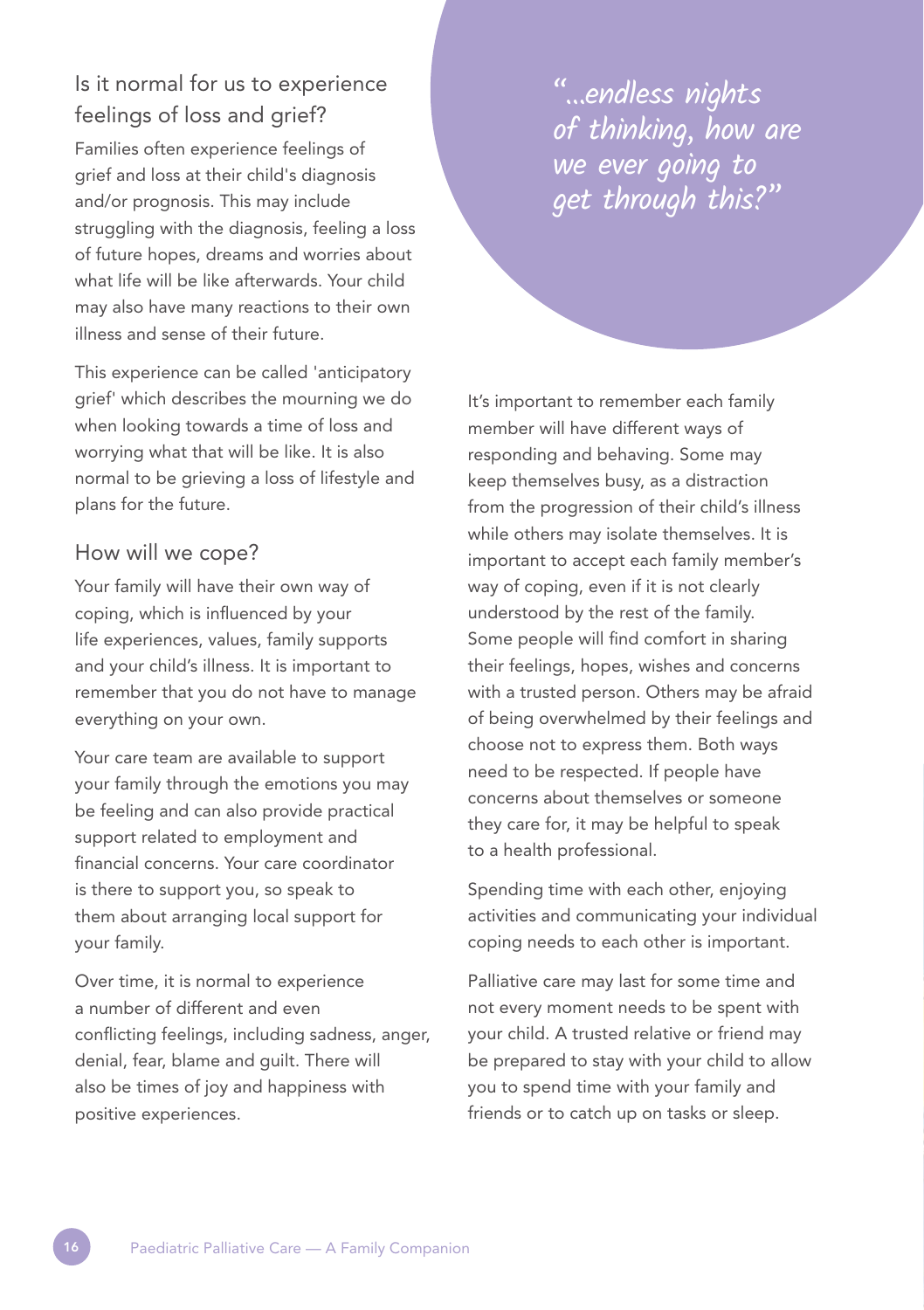## Is it normal for us to experience feelings of loss and grief?

Families often experience feelings of grief and loss at their child's diagnosis and/or prognosis. This may include struggling with the diagnosis, feeling a loss of future hopes, dreams and worries about what life will be like afterwards. Your child may also have many reactions to their own illness and sense of their future.

This experience can be called 'anticipatory grief' which describes the mourning we do when looking towards a time of loss and worrying what that will be like. It is also normal to be grieving a loss of lifestyle and plans for the future.

## How will we cope?

Your family will have their own way of coping, which is influenced by your life experiences, values, family supports and your child's illness. It is important to remember that you do not have to manage everything on your own.

Your care team are available to support your family through the emotions you may be feeling and can also provide practical support related to employment and financial concerns. Your care coordinator is there to support you, so speak to them about arranging local support for your family.

Over time, it is normal to experience a number of different and even conflicting feelings, including sadness, anger, denial, fear, blame and guilt. There will also be times of joy and happiness with positive experiences.

*"...endless nights of thinking, how are we ever going to get through this?"*

It's important to remember each family member will have different ways of responding and behaving. Some may keep themselves busy, as a distraction from the progression of their child's illness while others may isolate themselves. It is important to accept each family member's way of coping, even if it is not clearly understood by the rest of the family. Some people will find comfort in sharing their feelings, hopes, wishes and concerns with a trusted person. Others may be afraid of being overwhelmed by their feelings and choose not to express them. Both ways need to be respected. If people have concerns about themselves or someone they care for, it may be helpful to speak to a health professional.

Spending time with each other, enjoying activities and communicating your individual coping needs to each other is important.

Palliative care may last for some time and not every moment needs to be spent with your child. A trusted relative or friend may be prepared to stay with your child to allow you to spend time with your family and friends or to catch up on tasks or sleep.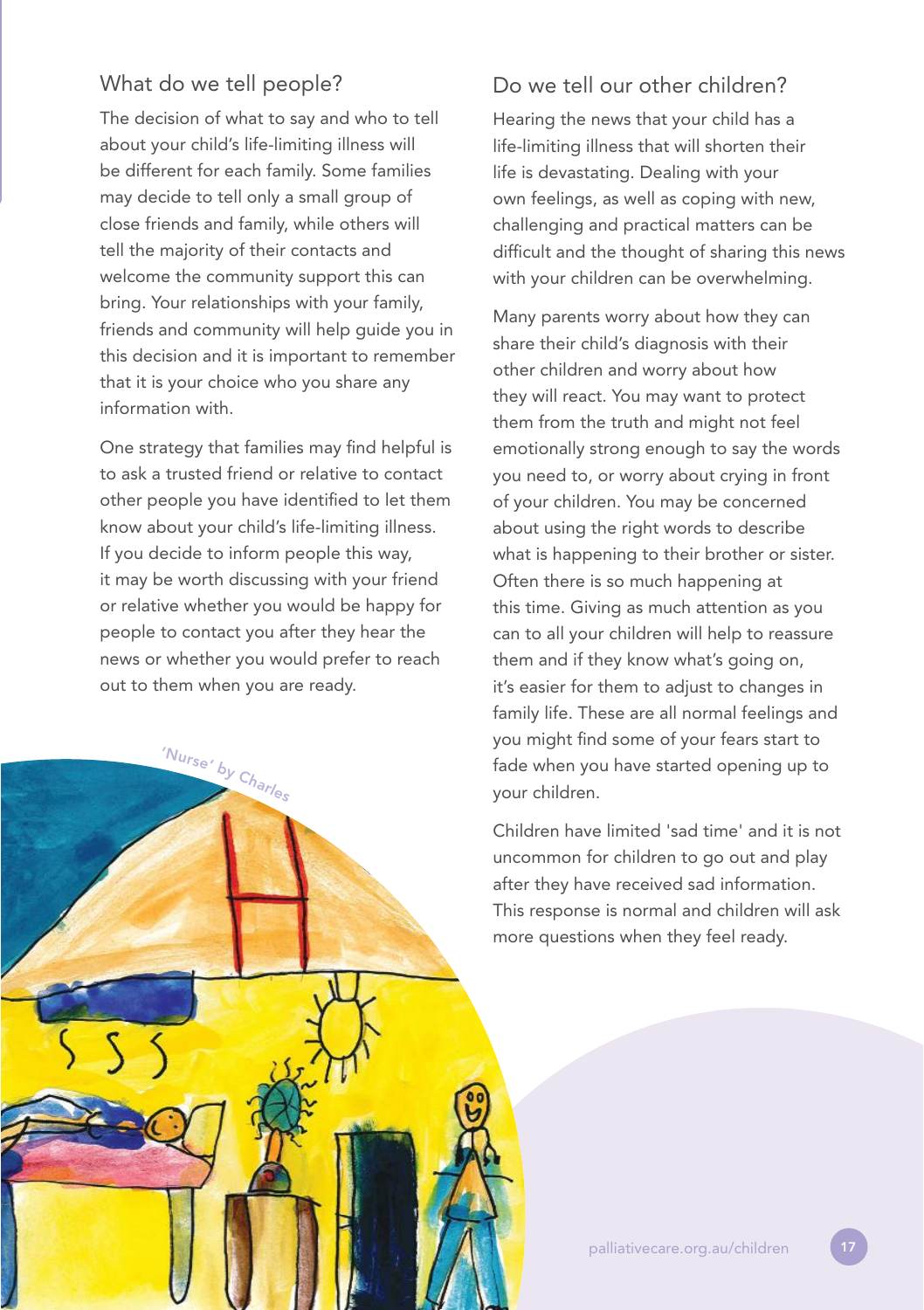## What do we tell people?

The decision of what to say and who to tell about your child's life-limiting illness will be different for each family. Some families may decide to tell only a small group of close friends and family, while others will tell the majority of their contacts and welcome the community support this can bring. Your relationships with your family, friends and community will help guide you in this decision and it is important to remember that it is your choice who you share any information with.

One strategy that families may find helpful is to ask a trusted friend or relative to contact other people you have identified to let them know about your child's life-limiting illness. If you decide to inform people this way, it may be worth discussing with your friend or relative whether you would be happy for people to contact you after they hear the news or whether you would prefer to reach out to them when you are ready.

'Nurse' by Charles

## Do we tell our other children?

Hearing the news that your child has a life-limiting illness that will shorten their life is devastating. Dealing with your own feelings, as well as coping with new, challenging and practical matters can be difficult and the thought of sharing this news with your children can be overwhelming.

Many parents worry about how they can share their child's diagnosis with their other children and worry about how they will react. You may want to protect them from the truth and might not feel emotionally strong enough to say the words you need to, or worry about crying in front of your children. You may be concerned about using the right words to describe what is happening to their brother or sister. Often there is so much happening at this time. Giving as much attention as you can to all your children will help to reassure them and if they know what's going on, it's easier for them to adjust to changes in family life. These are all normal feelings and you might find some of your fears start to fade when you have started opening up to your children.

Children have limited 'sad time' and it is not uncommon for children to go out and play after they have received sad information. This response is normal and children will ask more questions when they feel ready.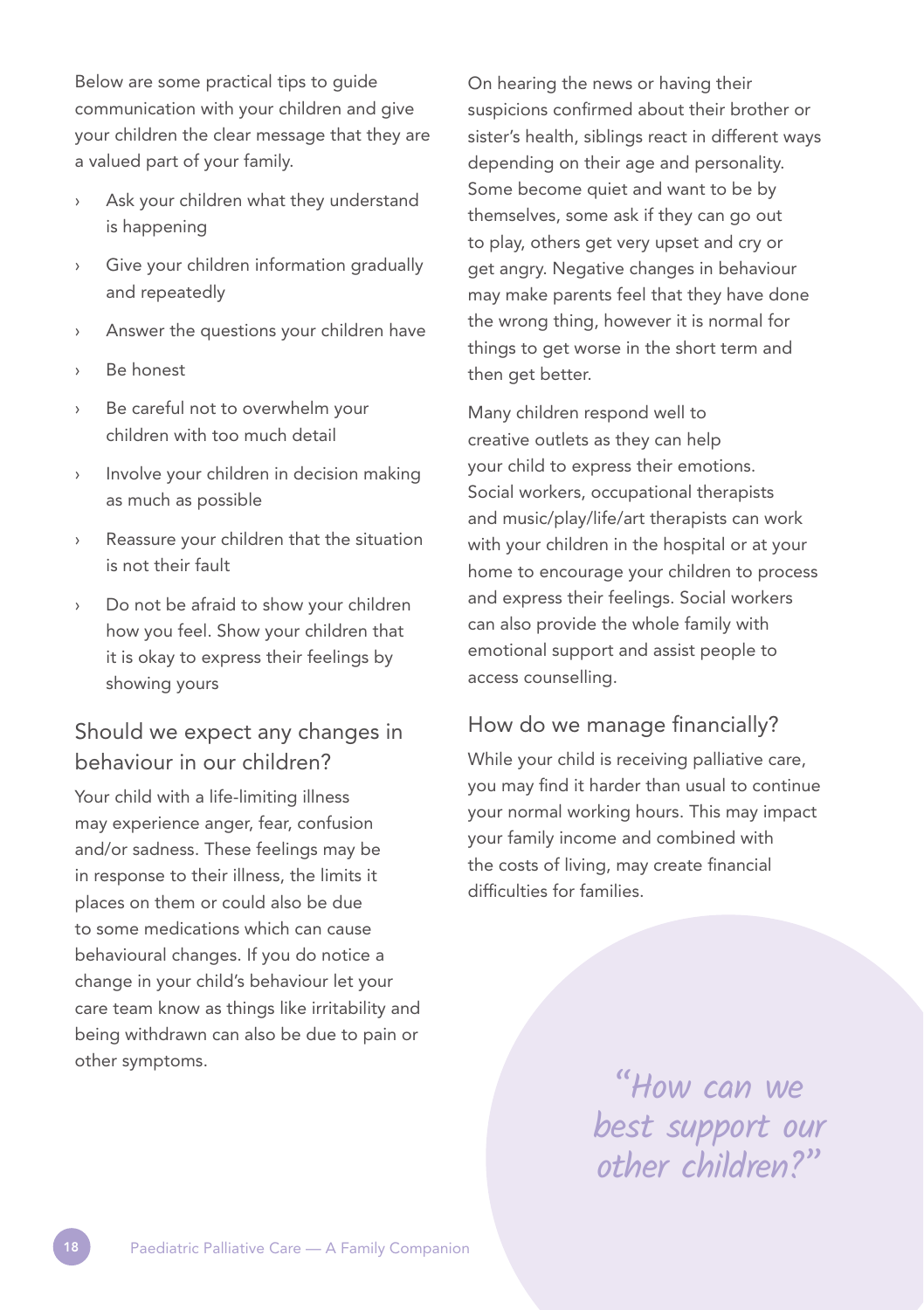Below are some practical tips to guide communication with your children and give your children the clear message that they are a valued part of your family.

- Ask your children what they understand is happening
- Give your children information gradually and repeatedly
- Answer the questions your children have
- Be honest
- Be careful not to overwhelm your children with too much detail
- Involve your children in decision making as much as possible
- Reassure your children that the situation is not their fault
- Do not be afraid to show your children how you feel. Show your children that it is okay to express their feelings by showing yours

## Should we expect any changes in behaviour in our children?

Your child with a life-limiting illness may experience anger, fear, confusion and/or sadness. These feelings may be in response to their illness, the limits it places on them or could also be due to some medications which can cause behavioural changes. If you do notice a change in your child's behaviour let your care team know as things like irritability and being withdrawn can also be due to pain or other symptoms.

On hearing the news or having their suspicions confirmed about their brother or sister's health, siblings react in different ways depending on their age and personality. Some become quiet and want to be by themselves, some ask if they can go out to play, others get very upset and cry or get angry. Negative changes in behaviour may make parents feel that they have done the wrong thing, however it is normal for things to get worse in the short term and then get better.

Many children respond well to creative outlets as they can help your child to express their emotions. Social workers, occupational therapists and music/play/life/art therapists can work with your children in the hospital or at your home to encourage your children to process and express their feelings. Social workers can also provide the whole family with emotional support and assist people to access counselling.

## How do we manage financially?

While your child is receiving palliative care, you may find it harder than usual to continue your normal working hours. This may impact your family income and combined with the costs of living, may create financial difficulties for families.

*"How can we best support our other children?"*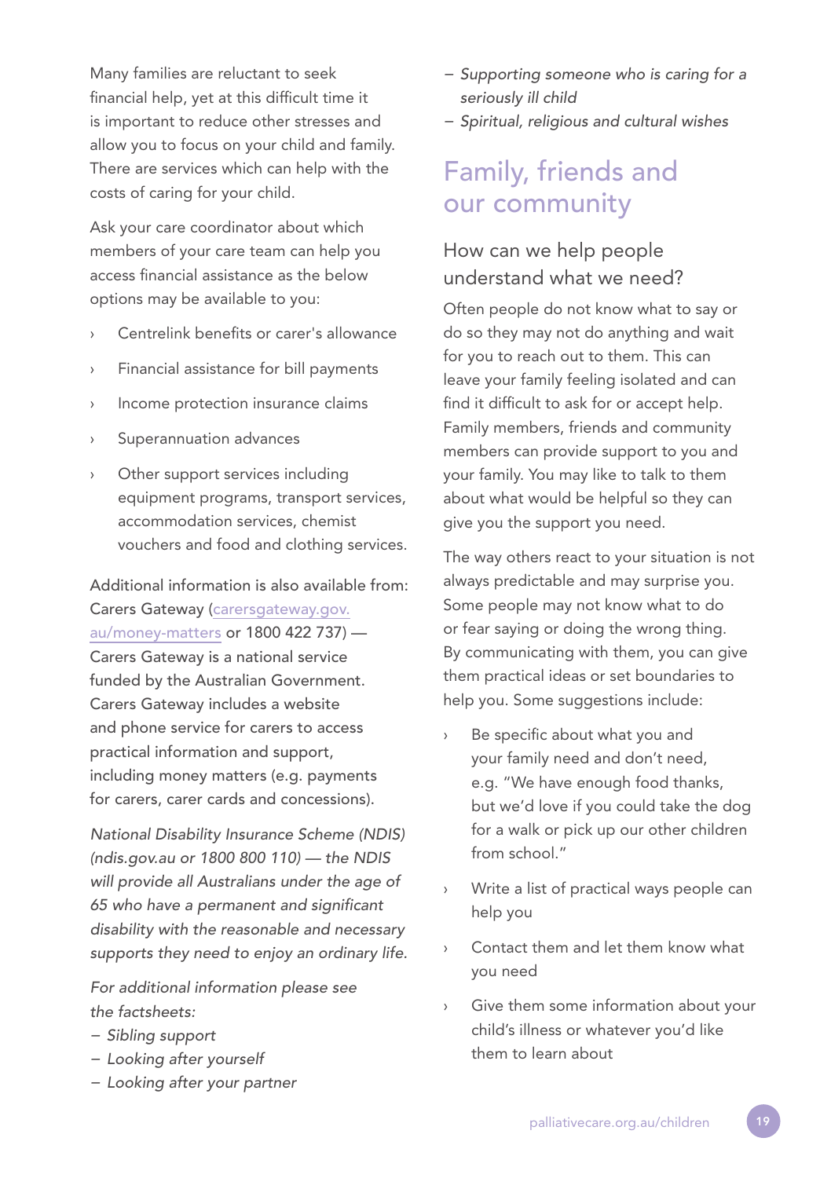Many families are reluctant to seek financial help, yet at this difficult time it is important to reduce other stresses and allow you to focus on your child and family. There are services which can help with the costs of caring for your child.

Ask your care coordinator about which members of your care team can help you access financial assistance as the below options may be available to you:

- Centrelink benefits or carer's allowance
- Financial assistance for bill payments
- Income protection insurance claims
- Superannuation advances
- Other support services including equipment programs, transport services, accommodation services, chemist vouchers and food and clothing services.

Additional information is also available from: Carers Gateway (carersgateway.gov.au/money-matters or 1800 422 737) — Carers Gateway is a national service funded by the Australian Government. Carers Gateway includes a website and phone service for carers to access practical information and support, including money matters (e.g. payments for carers, carer cards and concessions).

*National Disability Insurance Scheme (NDIS) (ndis.gov.au or 1800 800 110) — the NDIS will provide all Australians under the age of 65 who have a permanent and significant disability with the reasonable and necessary supports they need to enjoy an ordinary life.*

*For additional information please see the factsheets:*

- *Sibling support*
- *Looking after yourself*
- *Looking after your partner*
- *Supporting someone who is caring for a seriously ill child*
- *Spiritual, religious and cultural wishes*

## Family, friends and our community

### How can we help people understand what we need?

Often people do not know what to say or do so they may not do anything and wait for you to reach out to them. This can leave your family feeling isolated and can find it difficult to ask for or accept help. Family members, friends and community members can provide support to you and your family. You may like to talk to them about what would be helpful so they can give you the support you need.

The way others react to your situation is not always predictable and may surprise you. Some people may not know what to do or fear saying or doing the wrong thing. By communicating with them, you can give them practical ideas or set boundaries to help you. Some suggestions include:

- Be specific about what you and your family need and don't need, e.g. "We have enough food thanks, but we'd love if you could take the dog for a walk or pick up our other children from school."
- Write a list of practical ways people can help you
- Contact them and let them know what you need
- Give them some information about your child's illness or whatever you'd like them to learn about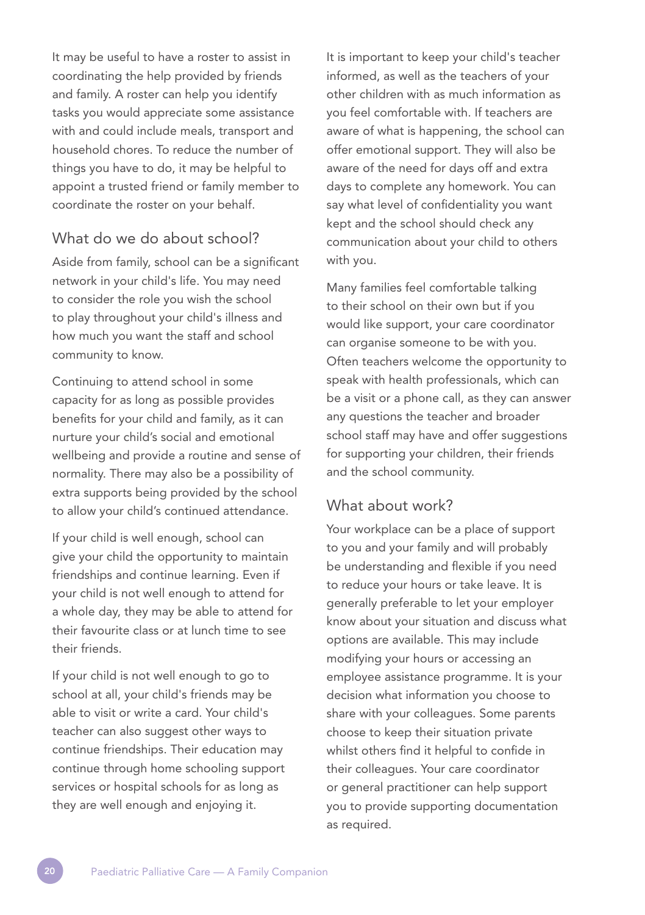It may be useful to have a roster to assist in coordinating the help provided by friends and family. A roster can help you identify tasks you would appreciate some assistance with and could include meals, transport and household chores. To reduce the number of things you have to do, it may be helpful to appoint a trusted friend or family member to coordinate the roster on your behalf.

## What do we do about school?

Aside from family, school can be a significant network in your child's life. You may need to consider the role you wish the school to play throughout your child's illness and how much you want the staff and school community to know.

Continuing to attend school in some capacity for as long as possible provides benefits for your child and family, as it can nurture your child's social and emotional wellbeing and provide a routine and sense of normality. There may also be a possibility of extra supports being provided by the school to allow your child's continued attendance.

If your child is well enough, school can give your child the opportunity to maintain friendships and continue learning. Even if your child is not well enough to attend for a whole day, they may be able to attend for their favourite class or at lunch time to see their friends.

If your child is not well enough to go to school at all, your child's friends may be able to visit or write a card. Your child's teacher can also suggest other ways to continue friendships. Their education may continue through home schooling support services or hospital schools for as long as they are well enough and enjoying it.

It is important to keep your child's teacher informed, as well as the teachers of your other children with as much information as you feel comfortable with. If teachers are aware of what is happening, the school can offer emotional support. They will also be aware of the need for days off and extra days to complete any homework. You can say what level of confidentiality you want kept and the school should check any communication about your child to others with you.

Many families feel comfortable talking to their school on their own but if you would like support, your care coordinator can organise someone to be with you. Often teachers welcome the opportunity to speak with health professionals, which can be a visit or a phone call, as they can answer any questions the teacher and broader school staff may have and offer suggestions for supporting your children, their friends and the school community.

## What about work?

Your workplace can be a place of support to you and your family and will probably be understanding and flexible if you need to reduce your hours or take leave. It is generally preferable to let your employer know about your situation and discuss what options are available. This may include modifying your hours or accessing an employee assistance programme. It is your decision what information you choose to share with your colleagues. Some parents choose to keep their situation private whilst others find it helpful to confide in their colleagues. Your care coordinator or general practitioner can help support you to provide supporting documentation as required.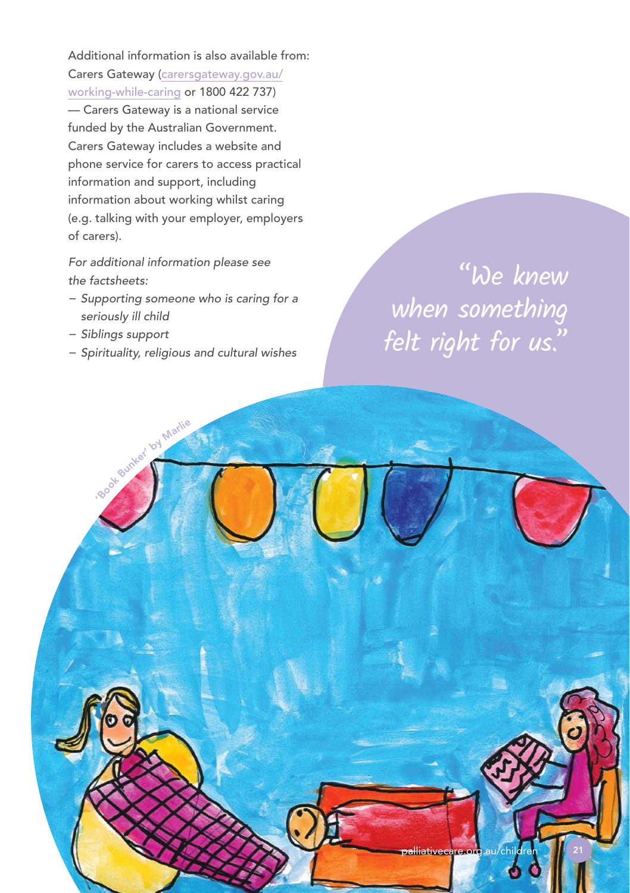Additional information is also available from: Carers Gateway (carersgateway.gov.au/working-while-caring or 1800 422 737) — Carers Gateway is a national service funded by the Australian Government. Carers Gateway includes a website and phone service for carers to access practical information and support, including information about working whilst caring (e.g. talking with your employer, employers of carers).

*For additional information please see the factsheets:*

- *Supporting someone who is caring for a seriously ill child*
- *Siblings support*
- *Spirituality, religious and cultural wishes*

"We knew when something felt right for us."

'Book Bunker' by Marlie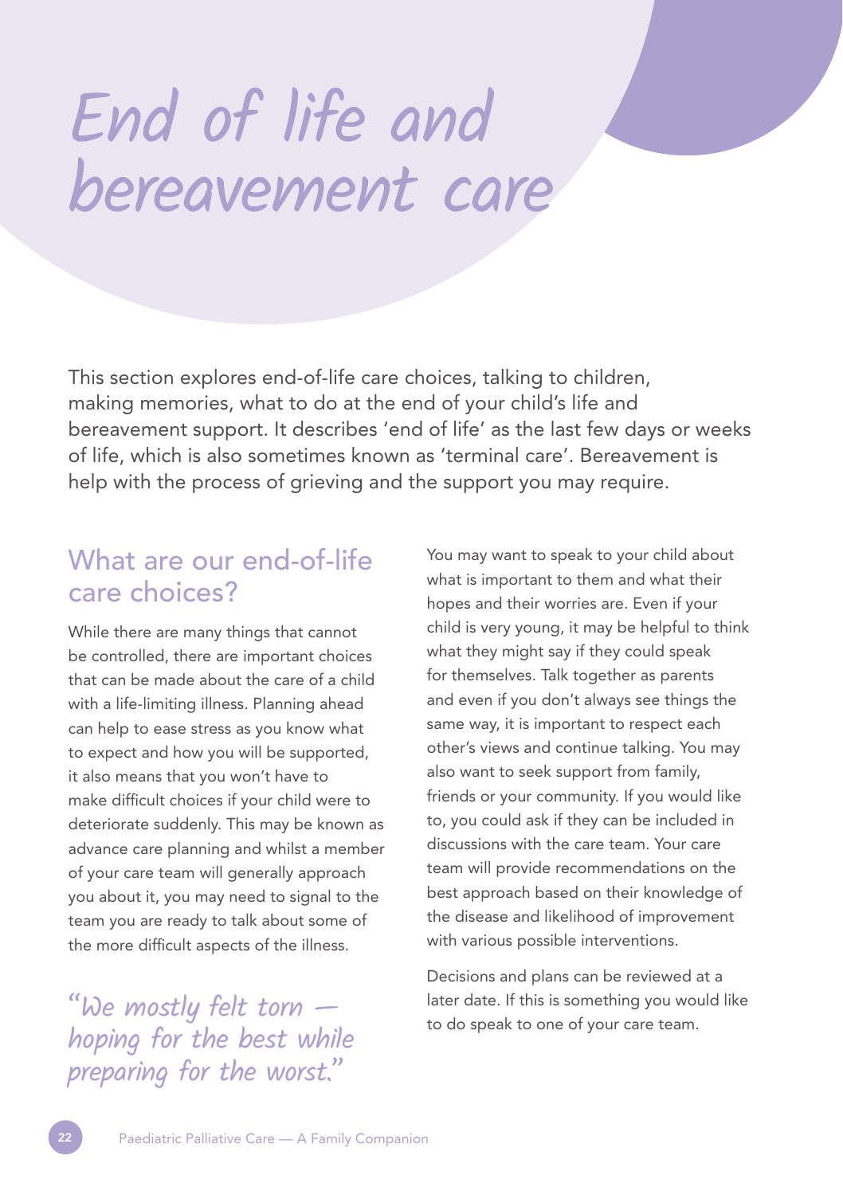# End of life and bereavement care

This section explores end-of-life care choices, talking to children, making memories, what to do at the end of your child's life and bereavement support. It describes 'end of life' as the last few days or weeks of life, which is also sometimes known as 'terminal care'. Bereavement is help with the process of grieving and the support you may require.

## What are our end-of-life care choices?

While there are many things that cannot be controlled, there are important choices that can be made about the care of a child with a life-limiting illness. Planning ahead can help to ease stress as you know what to expect and how you will be supported, it also means that you won't have to make difficult choices if your child were to deteriorate suddenly. This may be known as advance care planning and whilst a member of your care team will generally approach you about it, you may need to signal to the team you are ready to talk about some of the more difficult aspects of the illness.

*"We mostly felt torn — hoping for the best while preparing for the worst."*

You may want to speak to your child about what is important to them and what their hopes and their worries are. Even if your child is very young, it may be helpful to think what they might say if they could speak for themselves. Talk together as parents and even if you don't always see things the same way, it is important to respect each other's views and continue talking. You may also want to seek support from family, friends or your community. If you would like to, you could ask if they can be included in discussions with the care team. Your care team will provide recommendations on the best approach based on their knowledge of the disease and likelihood of improvement with various possible interventions.

Decisions and plans can be reviewed at a later date. If this is something you would like to do speak to one of your care team.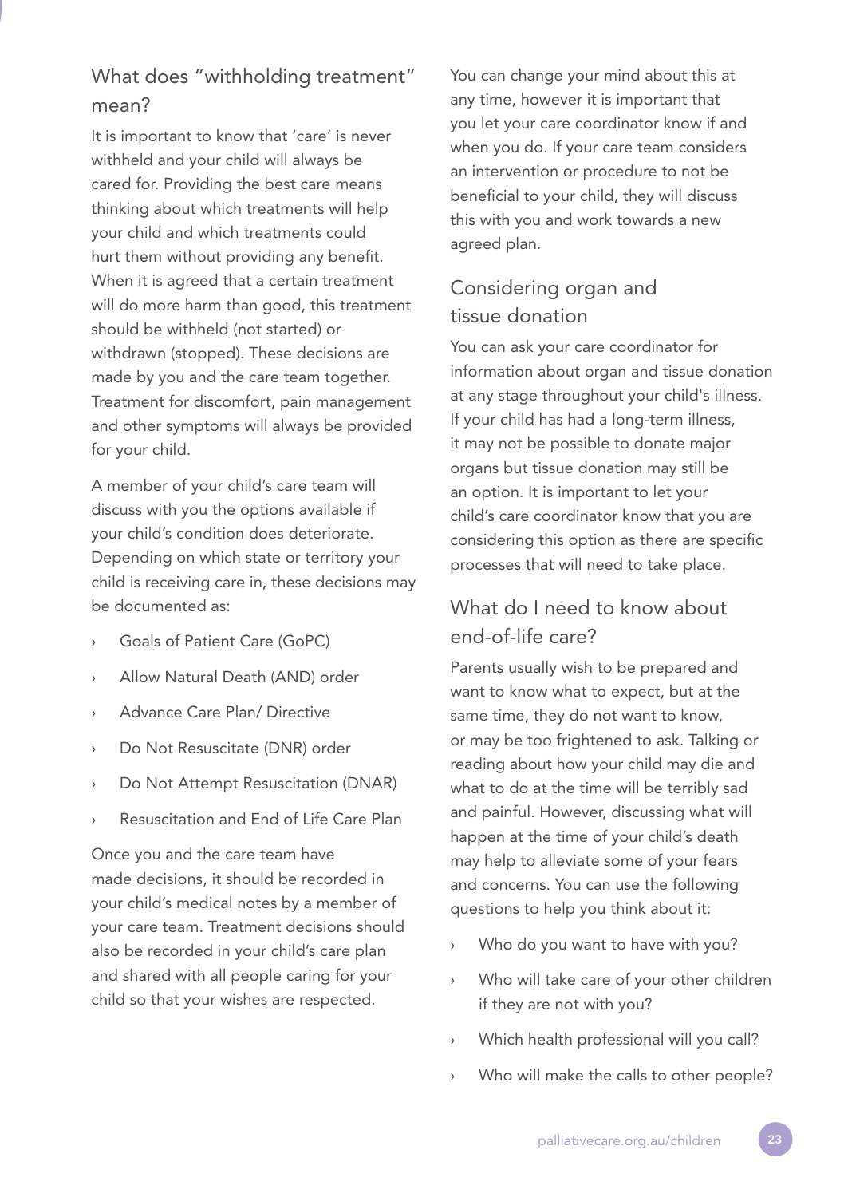## What does "withholding treatment" mean?

It is important to know that 'care' is never withheld and your child will always be cared for. Providing the best care means thinking about which treatments will help your child and which treatments could hurt them without providing any benefit. When it is agreed that a certain treatment will do more harm than good, this treatment should be withheld (not started) or withdrawn (stopped). These decisions are made by you and the care team together. Treatment for discomfort, pain management and other symptoms will always be provided for your child.

A member of your child's care team will discuss with you the options available if your child's condition does deteriorate. Depending on which state or territory your child is receiving care in, these decisions may be documented as:

- Goals of Patient Care (GoPC)
- Allow Natural Death (AND) order
- Advance Care Plan/ Directive
- Do Not Resuscitate (DNR) order
- Do Not Attempt Resuscitation (DNAR)
- Resuscitation and End of Life Care Plan

Once you and the care team have made decisions, it should be recorded in your child's medical notes by a member of your care team. Treatment decisions should also be recorded in your child's care plan and shared with all people caring for your child so that your wishes are respected.

You can change your mind about this at any time, however it is important that you let your care coordinator know if and when you do. If your care team considers an intervention or procedure to not be beneficial to your child, they will discuss this with you and work towards a new agreed plan.

## Considering organ and tissue donation

You can ask your care coordinator for information about organ and tissue donation at any stage throughout your child's illness. If your child has had a long-term illness, it may not be possible to donate major organs but tissue donation may still be an option. It is important to let your child's care coordinator know that you are considering this option as there are specific processes that will need to take place.

## What do I need to know about end-of-life care?

Parents usually wish to be prepared and want to know what to expect, but at the same time, they do not want to know, or may be too frightened to ask. Talking or reading about how your child may die and what to do at the time will be terribly sad and painful. However, discussing what will happen at the time of your child's death may help to alleviate some of your fears and concerns. You can use the following questions to help you think about it:

- Who do you want to have with you?
- Who will take care of your other children if they are not with you?
- Which health professional will you call?
- Who will make the calls to other people?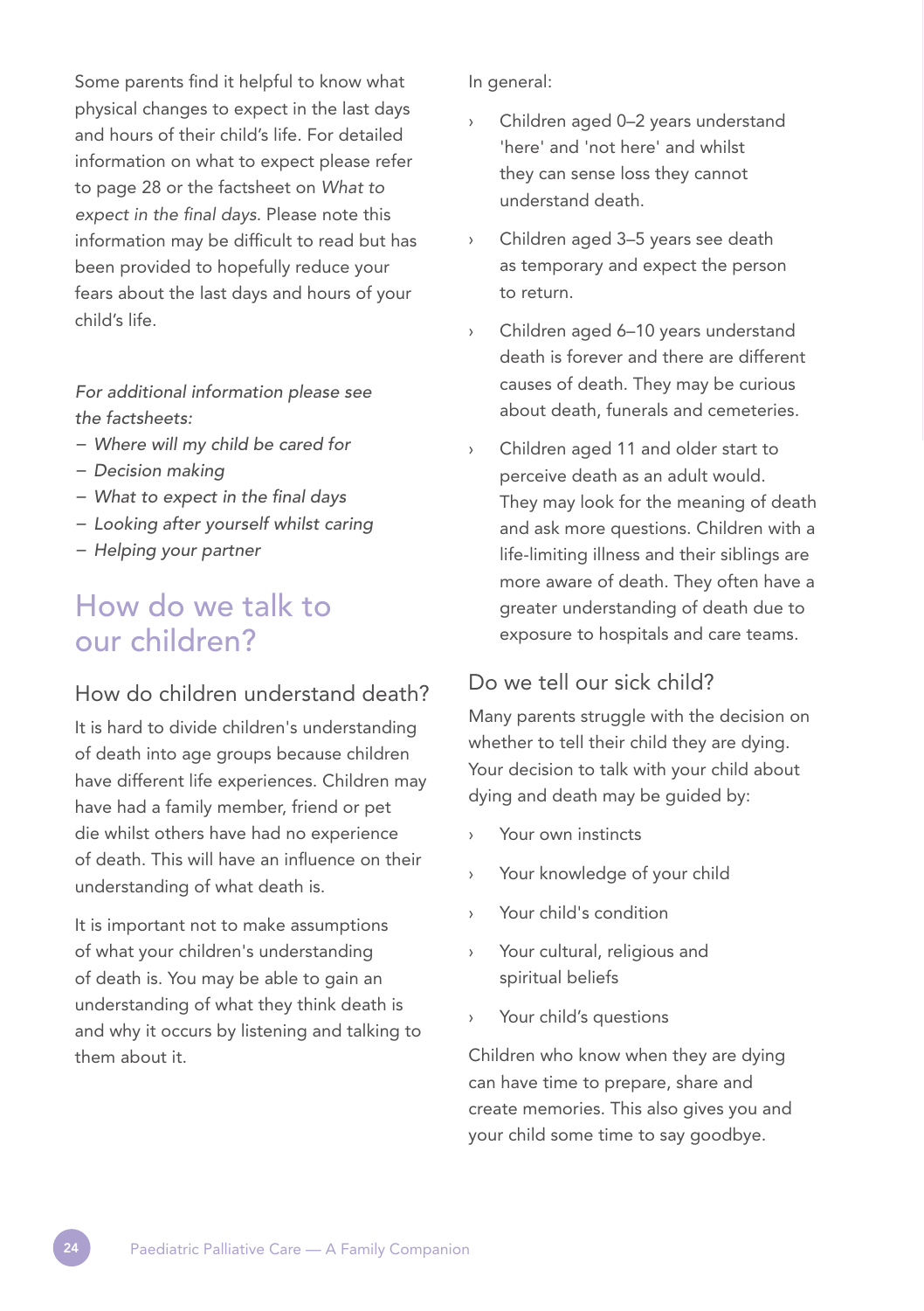Some parents find it helpful to know what physical changes to expect in the last days and hours of their child's life. For detailed information on what to expect please refer to page 28 or the factsheet on *What to expect in the final days.* Please note this information may be difficult to read but has been provided to hopefully reduce your fears about the last days and hours of your child's life.

*For additional information please see the factsheets:*

- *Where will my child be cared for*
- *Decision making*
- *What to expect in the final days*
- *Looking after yourself whilst caring*
- *Helping your partner*

## How do we talk to our children?

### How do children understand death?

It is hard to divide children's understanding of death into age groups because children have different life experiences. Children may have had a family member, friend or pet die whilst others have had no experience of death. This will have an influence on their understanding of what death is.

It is important not to make assumptions of what your children's understanding of death is. You may be able to gain an understanding of what they think death is and why it occurs by listening and talking to them about it.

In general:

- Children aged 0–2 years understand 'here' and 'not here' and whilst they can sense loss they cannot understand death.
- Children aged 3–5 years see death as temporary and expect the person to return.
- Children aged 6–10 years understand death is forever and there are different causes of death. They may be curious about death, funerals and cemeteries.
- Children aged 11 and older start to perceive death as an adult would. They may look for the meaning of death and ask more questions. Children with a life-limiting illness and their siblings are more aware of death. They often have a greater understanding of death due to exposure to hospitals and care teams.

### Do we tell our sick child?

Many parents struggle with the decision on whether to tell their child they are dying. Your decision to talk with your child about dying and death may be guided by:

- Your own instincts
- Your knowledge of your child
- Your child's condition
- Your cultural, religious and spiritual beliefs
- Your child's questions

Children who know when they are dying can have time to prepare, share and create memories. This also gives you and your child some time to say goodbye.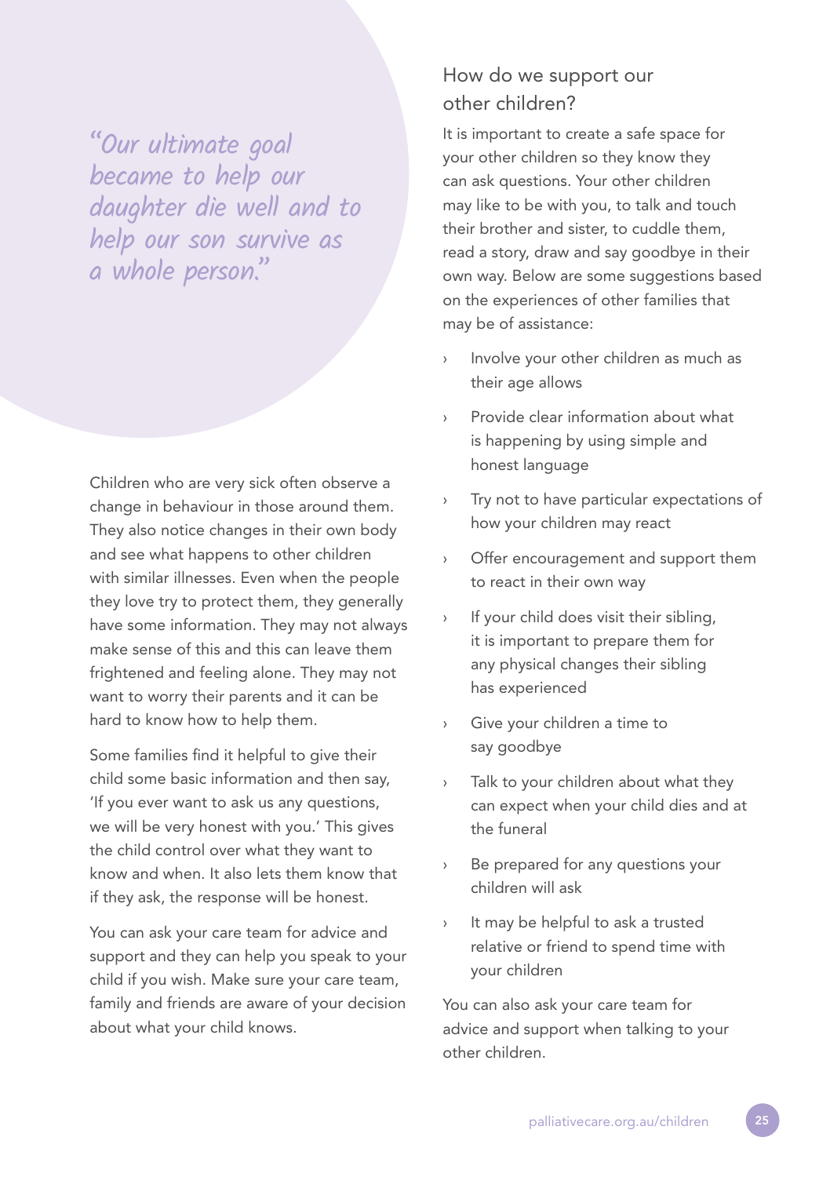*"Our ultimate goal became to help our daughter die well and to help our son survive as a whole person."*

Children who are very sick often observe a change in behaviour in those around them. They also notice changes in their own body and see what happens to other children with similar illnesses. Even when the people they love try to protect them, they generally have some information. They may not always make sense of this and this can leave them frightened and feeling alone. They may not want to worry their parents and it can be hard to know how to help them.

Some families find it helpful to give their child some basic information and then say, 'If you ever want to ask us any questions, we will be very honest with you.' This gives the child control over what they want to know and when. It also lets them know that if they ask, the response will be honest.

You can ask your care team for advice and support and they can help you speak to your child if you wish. Make sure your care team, family and friends are aware of your decision about what your child knows.

## How do we support our other children?

It is important to create a safe space for your other children so they know they can ask questions. Your other children may like to be with you, to talk and touch their brother and sister, to cuddle them, read a story, draw and say goodbye in their own way. Below are some suggestions based on the experiences of other families that may be of assistance:

- Involve your other children as much as their age allows
- Provide clear information about what is happening by using simple and honest language
- Try not to have particular expectations of how your children may react
- Offer encouragement and support them to react in their own way
- If your child does visit their sibling, it is important to prepare them for any physical changes their sibling has experienced
- Give your children a time to say goodbye
- Talk to your children about what they can expect when your child dies and at the funeral
- Be prepared for any questions your children will ask
- It may be helpful to ask a trusted relative or friend to spend time with your children

You can also ask your care team for advice and support when talking to your other children.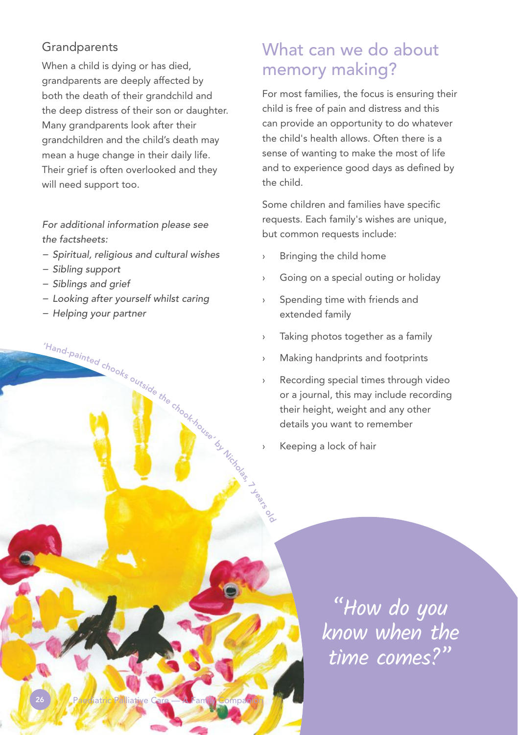## Grandparents

When a child is dying or has died, grandparents are deeply affected by both the death of their grandchild and the deep distress of their son or daughter. Many grandparents look after their grandchildren and the child's death may mean a huge change in their daily life. Their grief is often overlooked and they will need support too.

*For additional information please see the factsheets:*

- *Spiritual, religious and cultural wishes*
- *Sibling support*
- *Siblings and grief*
- *Looking after yourself whilst caring*
- *Helping your partner*

'Hand-painted chooks outside the chook-house' by Nicholas, 7 years old

## What can we do about memory making?

For most families, the focus is ensuring their child is free of pain and distress and this can provide an opportunity to do whatever the child's health allows. Often there is a sense of wanting to make the most of life and to experience good days as defined by the child.

Some children and families have specific requests. Each family's wishes are unique, but common requests include:

- Bringing the child home
- Going on a special outing or holiday
- Spending time with friends and extended family
- Taking photos together as a family
- Making handprints and footprints
- Recording special times through video or a journal, this may include recording their height, weight and any other details you want to remember
- Keeping a lock of hair

*"How do you know when the time comes?"*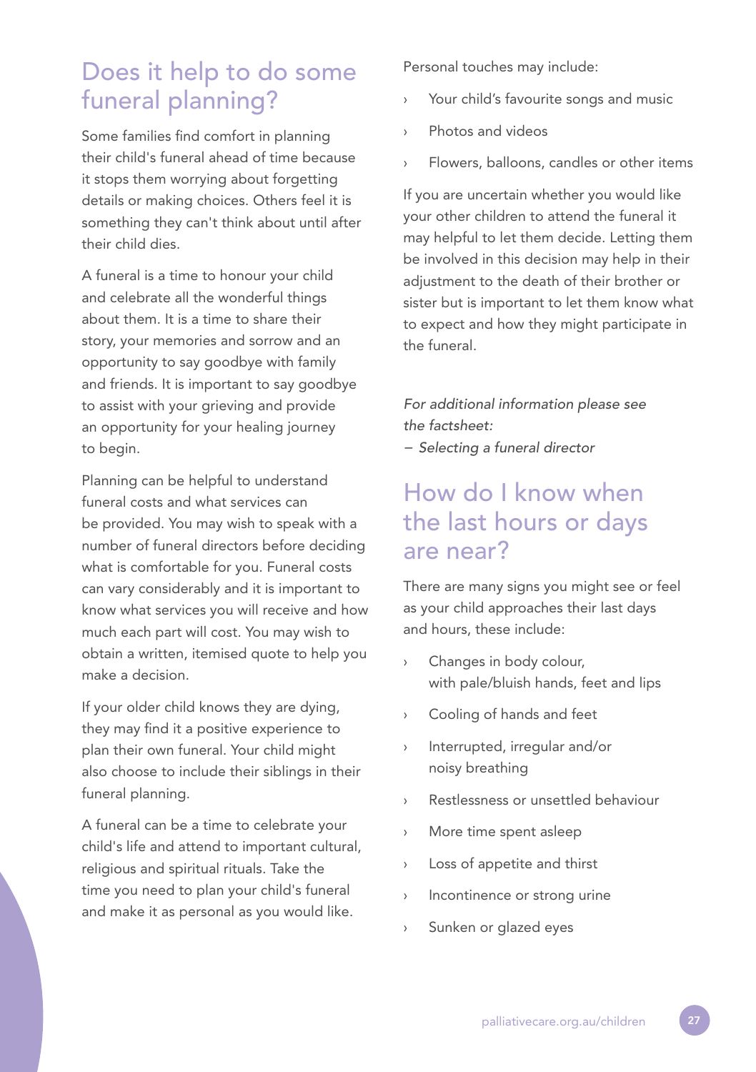## Does it help to do some funeral planning?

Some families find comfort in planning their child's funeral ahead of time because it stops them worrying about forgetting details or making choices. Others feel it is something they can't think about until after their child dies.

A funeral is a time to honour your child and celebrate all the wonderful things about them. It is a time to share their story, your memories and sorrow and an opportunity to say goodbye with family and friends. It is important to say goodbye to assist with your grieving and provide an opportunity for your healing journey to begin.

Planning can be helpful to understand funeral costs and what services can be provided. You may wish to speak with a number of funeral directors before deciding what is comfortable for you. Funeral costs can vary considerably and it is important to know what services you will receive and how much each part will cost. You may wish to obtain a written, itemised quote to help you make a decision.

If your older child knows they are dying, they may find it a positive experience to plan their own funeral. Your child might also choose to include their siblings in their funeral planning.

A funeral can be a time to celebrate your child's life and attend to important cultural, religious and spiritual rituals. Take the time you need to plan your child's funeral and make it as personal as you would like.

Personal touches may include:

- Your child's favourite songs and music
- Photos and videos
- Flowers, balloons, candles or other items

If you are uncertain whether you would like your other children to attend the funeral it may helpful to let them decide. Letting them be involved in this decision may help in their adjustment to the death of their brother or sister but is important to let them know what to expect and how they might participate in the funeral.

*For additional information please see the factsheet:*
*– Selecting a funeral director*

## How do I know when the last hours or days are near?

There are many signs you might see or feel as your child approaches their last days and hours, these include:

- Changes in body colour, with pale/bluish hands, feet and lips
- Cooling of hands and feet
- Interrupted, irregular and/or noisy breathing
- Restlessness or unsettled behaviour
- More time spent asleep
- Loss of appetite and thirst
- Incontinence or strong urine
- Sunken or glazed eyes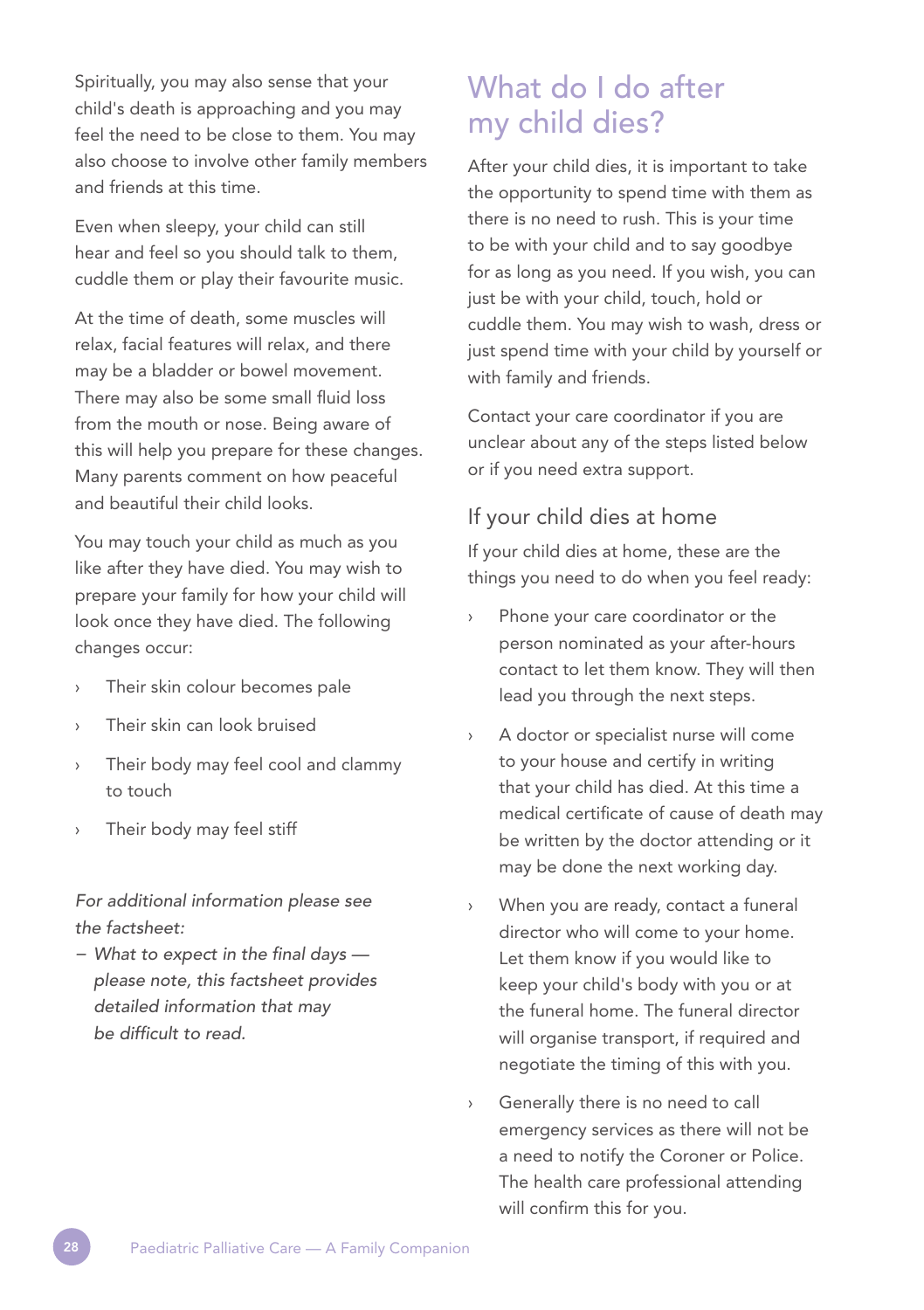Spiritually, you may also sense that your child's death is approaching and you may feel the need to be close to them. You may also choose to involve other family members and friends at this time.

Even when sleepy, your child can still hear and feel so you should talk to them, cuddle them or play their favourite music.

At the time of death, some muscles will relax, facial features will relax, and there may be a bladder or bowel movement. There may also be some small fluid loss from the mouth or nose. Being aware of this will help you prepare for these changes. Many parents comment on how peaceful and beautiful their child looks.

You may touch your child as much as you like after they have died. You may wish to prepare your family for how your child will look once they have died. The following changes occur:

- Their skin colour becomes pale
- Their skin can look bruised
- Their body may feel cool and clammy to touch
- Their body may feel stiff

*For additional information please see the factsheet:*

- *What to expect in the final days — please note, this factsheet provides detailed information that may be difficult to read.*

## What do I do after my child dies?

After your child dies, it is important to take the opportunity to spend time with them as there is no need to rush. This is your time to be with your child and to say goodbye for as long as you need. If you wish, you can just be with your child, touch, hold or cuddle them. You may wish to wash, dress or just spend time with your child by yourself or with family and friends.

Contact your care coordinator if you are unclear about any of the steps listed below or if you need extra support.

### If your child dies at home

If your child dies at home, these are the things you need to do when you feel ready:

- Phone your care coordinator or the person nominated as your after-hours contact to let them know. They will then lead you through the next steps.
- A doctor or specialist nurse will come to your house and certify in writing that your child has died. At this time a medical certificate of cause of death may be written by the doctor attending or it may be done the next working day.
- When you are ready, contact a funeral director who will come to your home. Let them know if you would like to keep your child's body with you or at the funeral home. The funeral director will organise transport, if required and negotiate the timing of this with you.
- Generally there is no need to call emergency services as there will not be a need to notify the Coroner or Police. The health care professional attending will confirm this for you.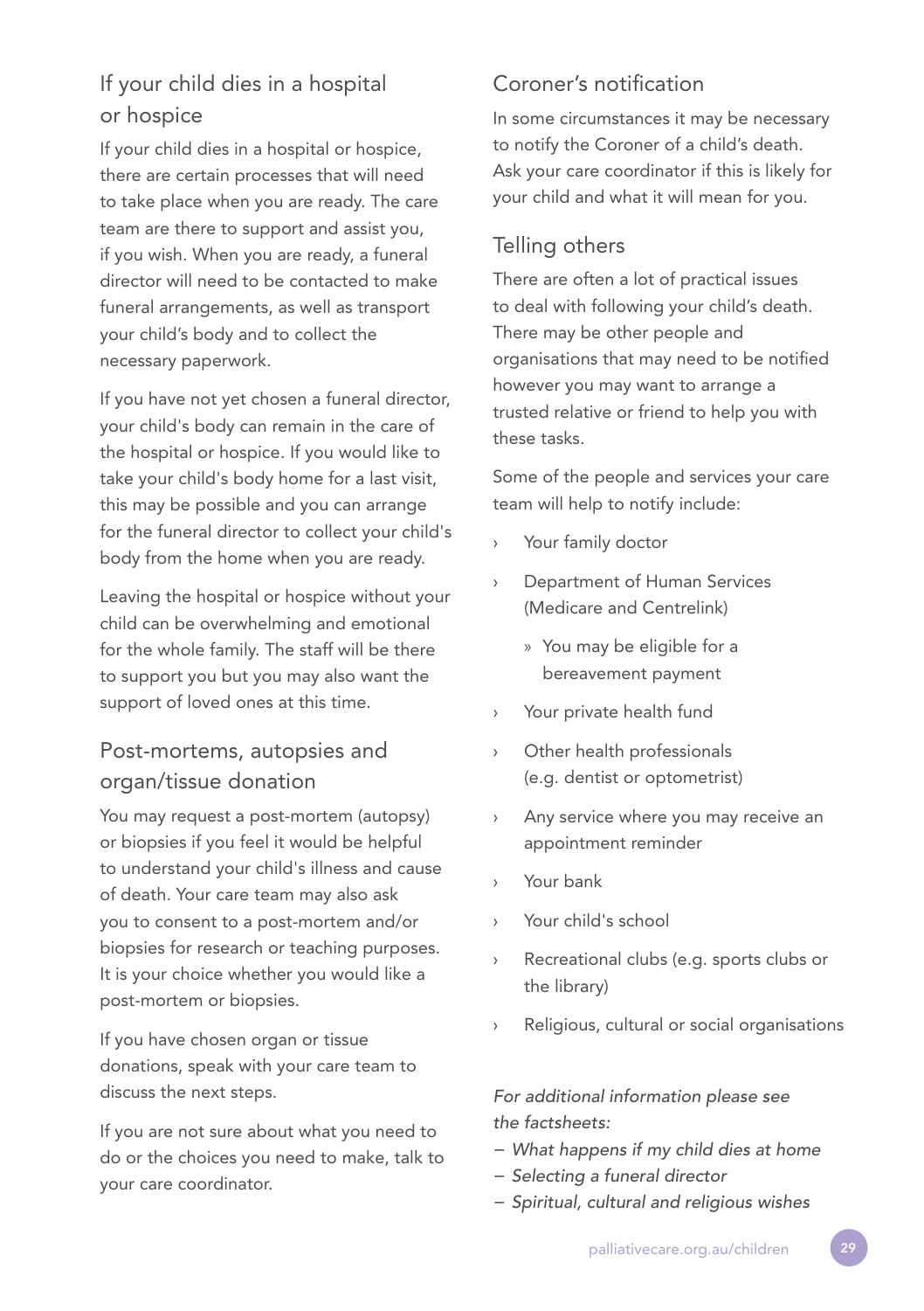## If your child dies in a hospital or hospice

If your child dies in a hospital or hospice, there are certain processes that will need to take place when you are ready. The care team are there to support and assist you, if you wish. When you are ready, a funeral director will need to be contacted to make funeral arrangements, as well as transport your child's body and to collect the necessary paperwork.

If you have not yet chosen a funeral director, your child's body can remain in the care of the hospital or hospice. If you would like to take your child's body home for a last visit, this may be possible and you can arrange for the funeral director to collect your child's body from the home when you are ready.

Leaving the hospital or hospice without your child can be overwhelming and emotional for the whole family. The staff will be there to support you but you may also want the support of loved ones at this time.

## Post-mortems, autopsies and organ/tissue donation

You may request a post-mortem (autopsy) or biopsies if you feel it would be helpful to understand your child's illness and cause of death. Your care team may also ask you to consent to a post-mortem and/or biopsies for research or teaching purposes. It is your choice whether you would like a post-mortem or biopsies.

If you have chosen organ or tissue donations, speak with your care team to discuss the next steps.

If you are not sure about what you need to do or the choices you need to make, talk to your care coordinator.

## Coroner's notification

In some circumstances it may be necessary to notify the Coroner of a child's death. Ask your care coordinator if this is likely for your child and what it will mean for you.

## Telling others

There are often a lot of practical issues to deal with following your child's death. There may be other people and organisations that may need to be notified however you may want to arrange a trusted relative or friend to help you with these tasks.

Some of the people and services your care team will help to notify include:

- Your family doctor
- Department of Human Services (Medicare and Centrelink)
  - You may be eligible for a bereavement payment
- Your private health fund
- Other health professionals (e.g. dentist or optometrist)
- Any service where you may receive an appointment reminder
- Your bank
- Your child's school
- Recreational clubs (e.g. sports clubs or the library)
- Religious, cultural or social organisations

*For additional information please see the factsheets:*

- *What happens if my child dies at home*
- *Selecting a funeral director*
- *Spiritual, cultural and religious wishes*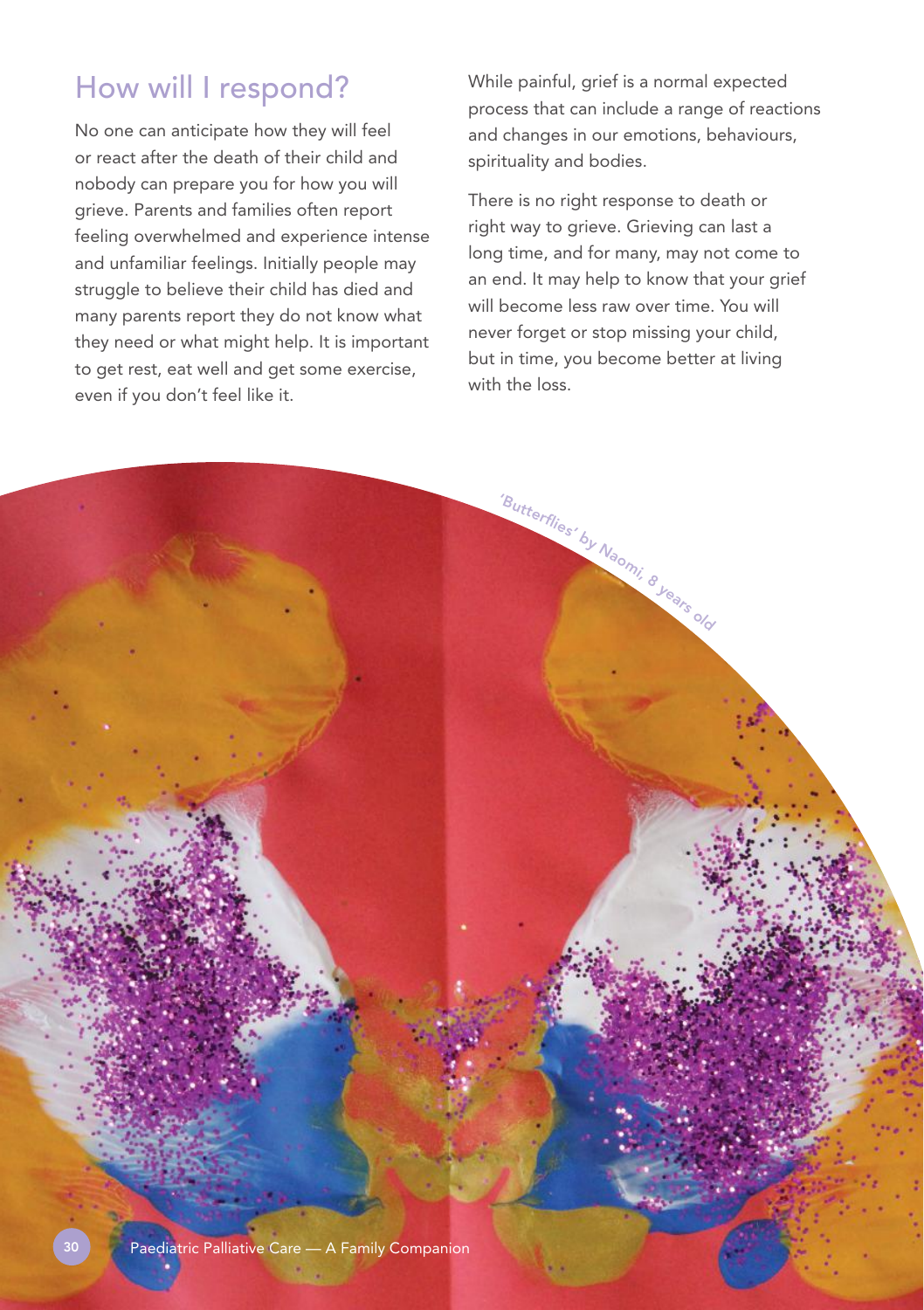## How will I respond?

No one can anticipate how they will feel or react after the death of their child and nobody can prepare you for how you will grieve. Parents and families often report feeling overwhelmed and experience intense and unfamiliar feelings. Initially people may struggle to believe their child has died and many parents report they do not know what they need or what might help. It is important to get rest, eat well and get some exercise, even if you don't feel like it.

While painful, grief is a normal expected process that can include a range of reactions and changes in our emotions, behaviours, spirituality and bodies.

There is no right response to death or right way to grieve. Grieving can last a long time, and for many, may not come to an end. It may help to know that your grief will become less raw over time. You will never forget or stop missing your child, but in time, you become better at living with the loss.

'Butterflies' by Naomi, 8 years old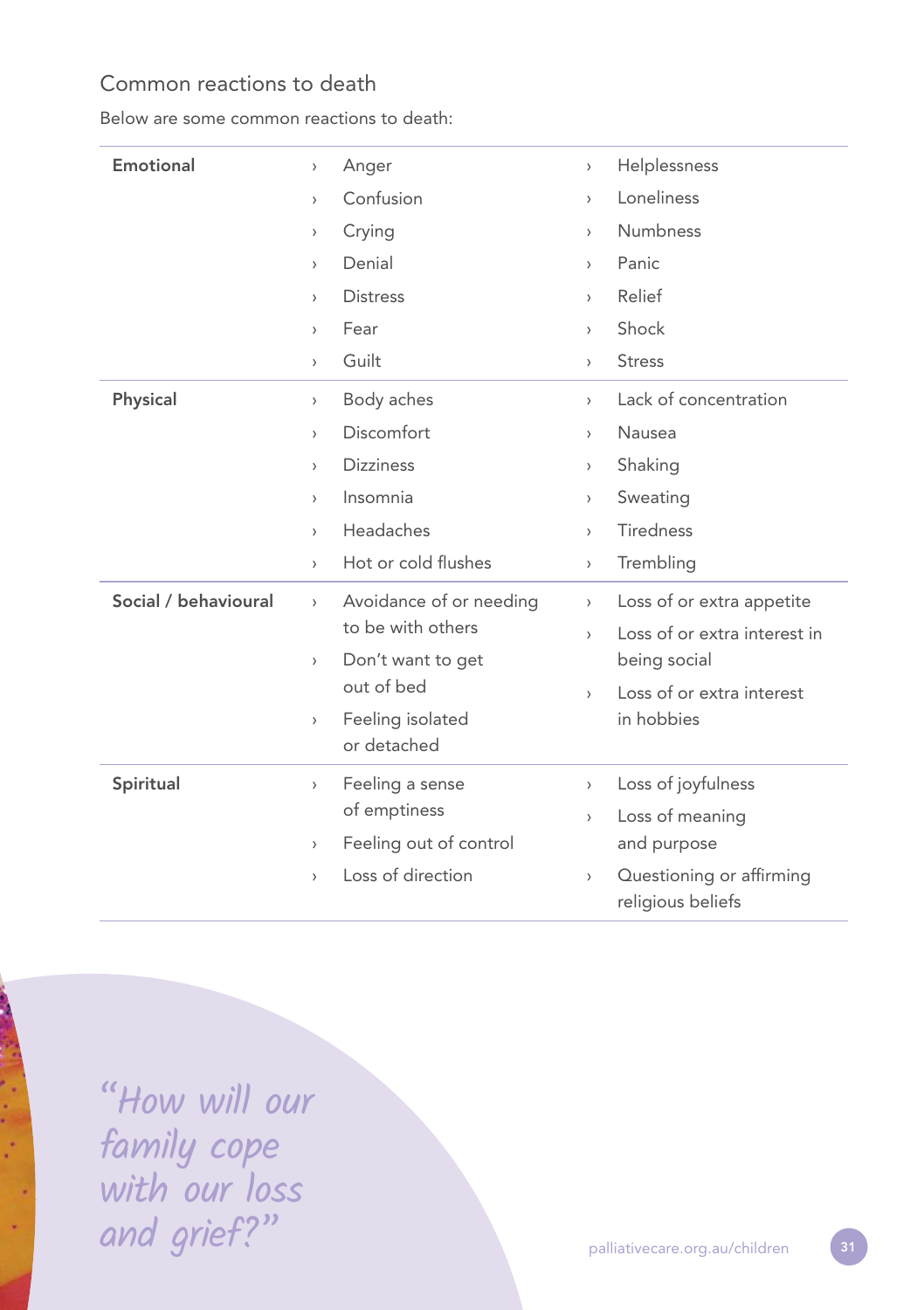## Common reactions to death

Below are some common reactions to death:

| Category | Reactions | |
|---|---|---|
| **Emotional** | › Anger<br>› Confusion<br>› Crying<br>› Denial<br>› Distress<br>› Fear<br>› Guilt | › Helplessness<br>› Loneliness<br>› Numbness<br>› Panic<br>› Relief<br>› Shock<br>› Stress |
| **Physical** | › Body aches<br>› Discomfort<br>› Dizziness<br>› Insomnia<br>› Headaches<br>› Hot or cold flushes | › Lack of concentration<br>› Nausea<br>› Shaking<br>› Sweating<br>› Tiredness<br>› Trembling |
| **Social / behavioural** | › Avoidance of or needing to be with others<br>› Don't want to get out of bed<br>› Feeling isolated or detached | › Loss of or extra appetite<br>› Loss of or extra interest in being social<br>› Loss of or extra interest in hobbies |
| **Spiritual** | › Feeling a sense of emptiness<br>› Feeling out of control<br>› Loss of direction | › Loss of joyfulness<br>› Loss of meaning and purpose<br>› Questioning or affirming religious beliefs |

*"How will our family cope with our loss and grief?"*

palliativecare.org.au/children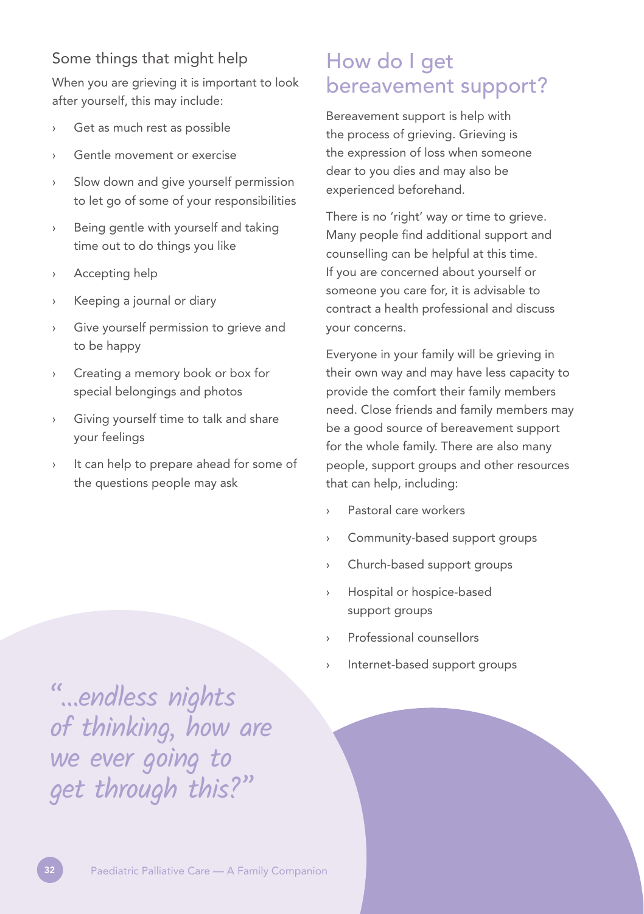### Some things that might help

When you are grieving it is important to look after yourself, this may include:

- Get as much rest as possible
- Gentle movement or exercise
- Slow down and give yourself permission to let go of some of your responsibilities
- Being gentle with yourself and taking time out to do things you like
- Accepting help
- Keeping a journal or diary
- Give yourself permission to grieve and to be happy
- Creating a memory book or box for special belongings and photos
- Giving yourself time to talk and share your feelings
- It can help to prepare ahead for some of the questions people may ask

*"...endless nights of thinking, how are we ever going to get through this?"*

## How do I get bereavement support?

Bereavement support is help with the process of grieving. Grieving is the expression of loss when someone dear to you dies and may also be experienced beforehand.

There is no 'right' way or time to grieve. Many people find additional support and counselling can be helpful at this time. If you are concerned about yourself or someone you care for, it is advisable to contract a health professional and discuss your concerns.

Everyone in your family will be grieving in their own way and may have less capacity to provide the comfort their family members need. Close friends and family members may be a good source of bereavement support for the whole family. There are also many people, support groups and other resources that can help, including:

- Pastoral care workers
- Community-based support groups
- Church-based support groups
- Hospital or hospice-based support groups
- Professional counsellors
- Internet-based support groups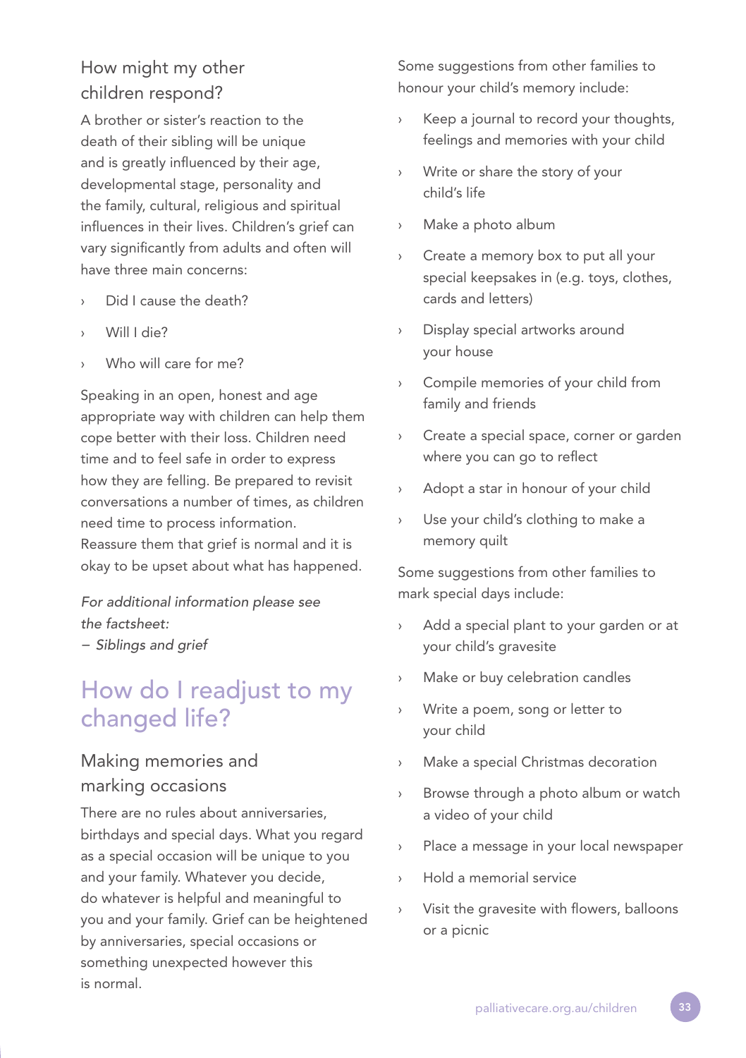### How might my other children respond?

A brother or sister's reaction to the death of their sibling will be unique and is greatly influenced by their age, developmental stage, personality and the family, cultural, religious and spiritual influences in their lives. Children's grief can vary significantly from adults and often will have three main concerns:

- Did I cause the death?
- Will I die?
- Who will care for me?

Speaking in an open, honest and age appropriate way with children can help them cope better with their loss. Children need time and to feel safe in order to express how they are felling. Be prepared to revisit conversations a number of times, as children need time to process information. Reassure them that grief is normal and it is okay to be upset about what has happened.

*For additional information please see the factsheet:*
*– Siblings and grief*

## How do I readjust to my changed life?

### Making memories and marking occasions

There are no rules about anniversaries, birthdays and special days. What you regard as a special occasion will be unique to you and your family. Whatever you decide, do whatever is helpful and meaningful to you and your family. Grief can be heightened by anniversaries, special occasions or something unexpected however this is normal.

Some suggestions from other families to honour your child's memory include:

- Keep a journal to record your thoughts, feelings and memories with your child
- Write or share the story of your child's life
- Make a photo album
- Create a memory box to put all your special keepsakes in (e.g. toys, clothes, cards and letters)
- Display special artworks around your house
- Compile memories of your child from family and friends
- Create a special space, corner or garden where you can go to reflect
- Adopt a star in honour of your child
- Use your child's clothing to make a memory quilt

Some suggestions from other families to mark special days include:

- Add a special plant to your garden or at your child's gravesite
- Make or buy celebration candles
- Write a poem, song or letter to your child
- Make a special Christmas decoration
- Browse through a photo album or watch a video of your child
- Place a message in your local newspaper
- Hold a memorial service
- Visit the gravesite with flowers, balloons or a picnic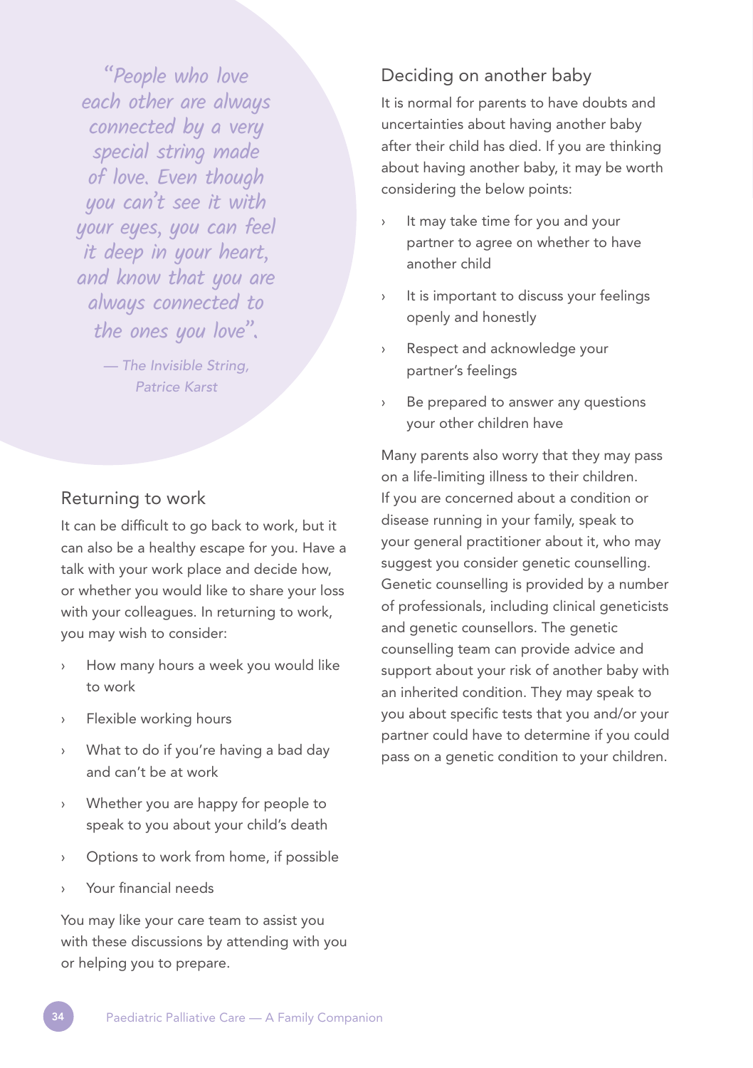> *"People who love each other are always connected by a very special string made of love. Even though you can't see it with your eyes, you can feel it deep in your heart, and know that you are always connected to the ones you love".*
>
> — The Invisible String, Patrice Karst

## Returning to work

It can be difficult to go back to work, but it can also be a healthy escape for you. Have a talk with your work place and decide how, or whether you would like to share your loss with your colleagues. In returning to work, you may wish to consider:

- How many hours a week you would like to work
- Flexible working hours
- What to do if you're having a bad day and can't be at work
- Whether you are happy for people to speak to you about your child's death
- Options to work from home, if possible
- Your financial needs

You may like your care team to assist you with these discussions by attending with you or helping you to prepare.

## Deciding on another baby

It is normal for parents to have doubts and uncertainties about having another baby after their child has died. If you are thinking about having another baby, it may be worth considering the below points:

- It may take time for you and your partner to agree on whether to have another child
- It is important to discuss your feelings openly and honestly
- Respect and acknowledge your partner's feelings
- Be prepared to answer any questions your other children have

Many parents also worry that they may pass on a life-limiting illness to their children. If you are concerned about a condition or disease running in your family, speak to your general practitioner about it, who may suggest you consider genetic counselling. Genetic counselling is provided by a number of professionals, including clinical geneticists and genetic counsellors. The genetic counselling team can provide advice and support about your risk of another baby with an inherited condition. They may speak to you about specific tests that you and/or your partner could have to determine if you could pass on a genetic condition to your children.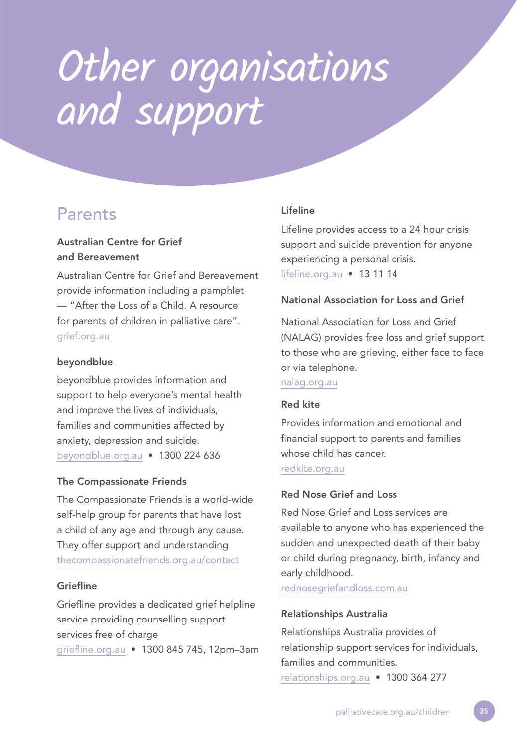# Other organisations and support

## Parents

### Australian Centre for Grief and Bereavement

Australian Centre for Grief and Bereavement provide information including a pamphlet — "After the Loss of a Child. A resource for parents of children in palliative care".
grief.org.au

### beyondblue

beyondblue provides information and support to help everyone's mental health and improve the lives of individuals, families and communities affected by anxiety, depression and suicide.
beyondblue.org.au • 1300 224 636

### The Compassionate Friends

The Compassionate Friends is a world-wide self-help group for parents that have lost a child of any age and through any cause. They offer support and understanding
thecompassionatefriends.org.au/contact

### Griefline

Griefline provides a dedicated grief helpline service providing counselling support services free of charge
griefline.org.au • 1300 845 745, 12pm–3am

### Lifeline

Lifeline provides access to a 24 hour crisis support and suicide prevention for anyone experiencing a personal crisis.
lifeline.org.au • 13 11 14

### National Association for Loss and Grief

National Association for Loss and Grief (NALAG) provides free loss and grief support to those who are grieving, either face to face or via telephone.
nalag.org.au

### Red kite

Provides information and emotional and financial support to parents and families whose child has cancer.
redkite.org.au

### Red Nose Grief and Loss

Red Nose Grief and Loss services are available to anyone who has experienced the sudden and unexpected death of their baby or child during pregnancy, birth, infancy and early childhood.
rednosegriefandloss.com.au

### Relationships Australia

Relationships Australia provides of relationship support services for individuals, families and communities.
relationships.org.au • 1300 364 277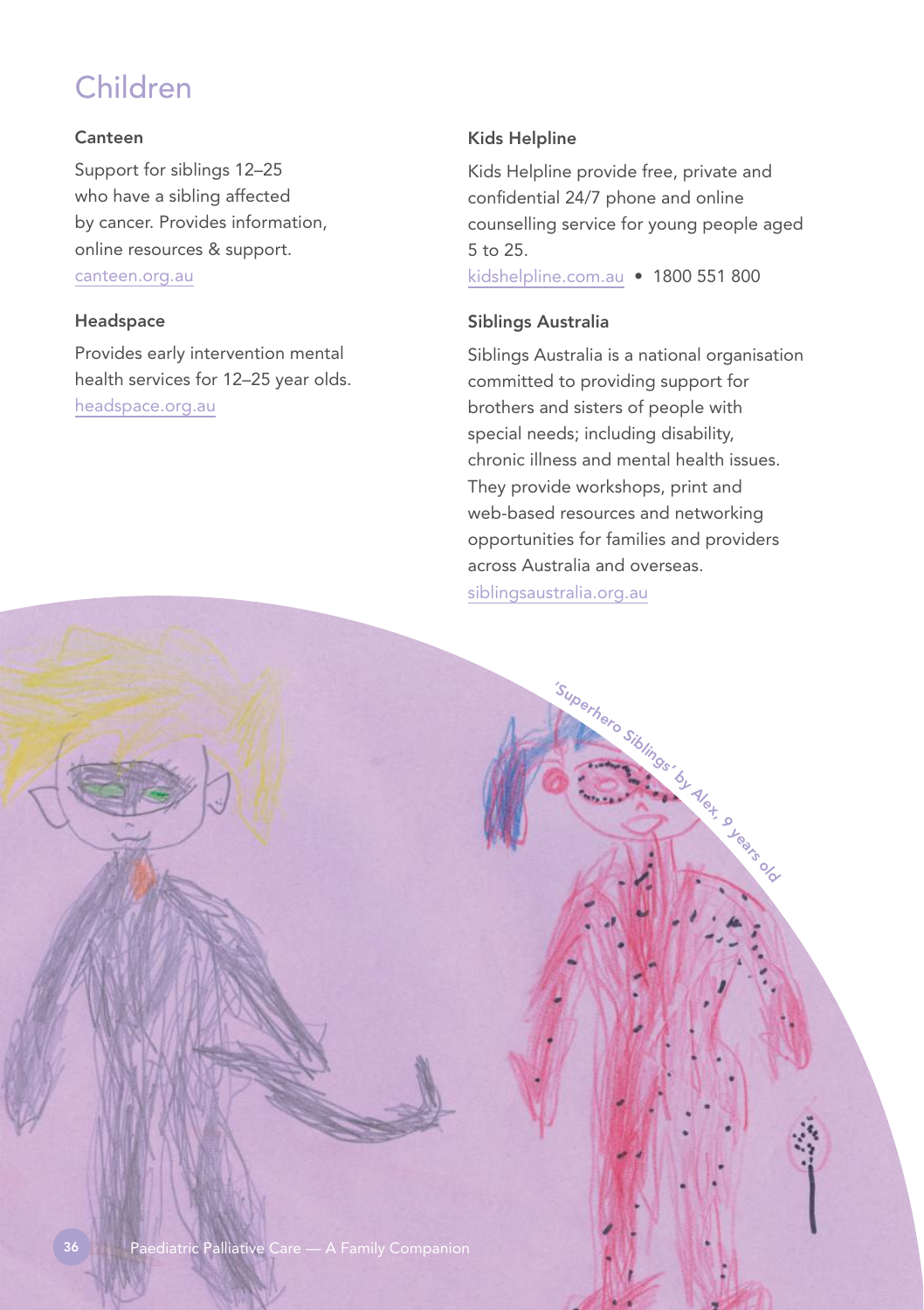# Children

### Canteen

Support for siblings 12–25 who have a sibling affected by cancer. Provides information, online resources & support.
canteen.org.au

### Headspace

Provides early intervention mental health services for 12–25 year olds.
headspace.org.au

### Kids Helpline

Kids Helpline provide free, private and confidential 24/7 phone and online counselling service for young people aged 5 to 25.
kidshelpline.com.au • 1800 551 800

### Siblings Australia

Siblings Australia is a national organisation committed to providing support for brothers and sisters of people with special needs; including disability, chronic illness and mental health issues. They provide workshops, print and web-based resources and networking opportunities for families and providers across Australia and overseas.
siblingsaustralia.org.au

'Superhero Siblings' by Alex, 9 years old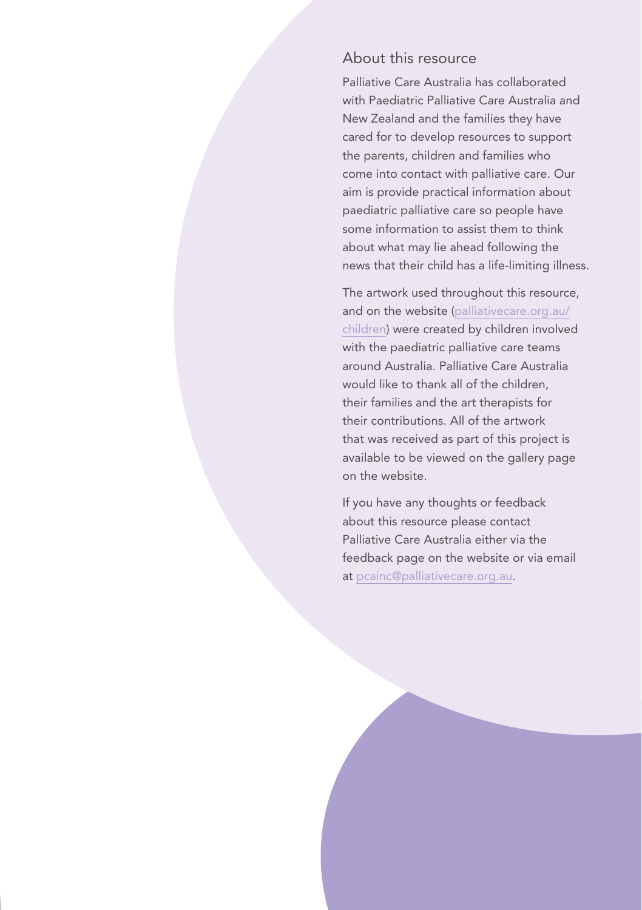## About this resource

Palliative Care Australia has collaborated with Paediatric Palliative Care Australia and New Zealand and the families they have cared for to develop resources to support the parents, children and families who come into contact with palliative care. Our aim is provide practical information about paediatric palliative care so people have some information to assist them to think about what may lie ahead following the news that their child has a life-limiting illness.

The artwork used throughout this resource, and on the website (palliativecare.org.au/children) were created by children involved with the paediatric palliative care teams around Australia. Palliative Care Australia would like to thank all of the children, their families and the art therapists for their contributions. All of the artwork that was received as part of this project is available to be viewed on the gallery page on the website.

If you have any thoughts or feedback about this resource please contact Palliative Care Australia either via the feedback page on the website or via email at pcainc@palliativecare.org.au.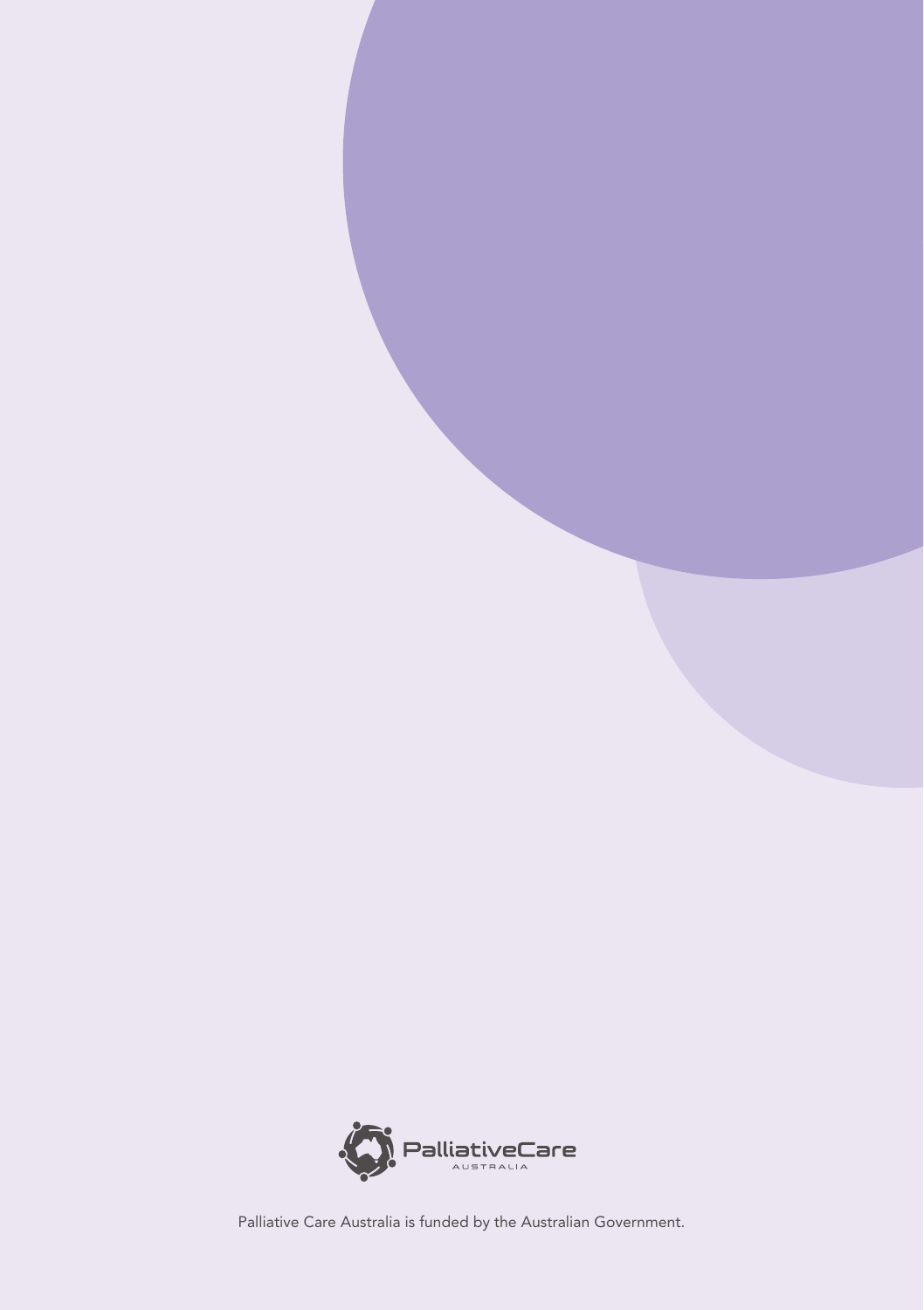PalliativeCare AUSTRALIA

Palliative Care Australia is funded by the Australian Government.